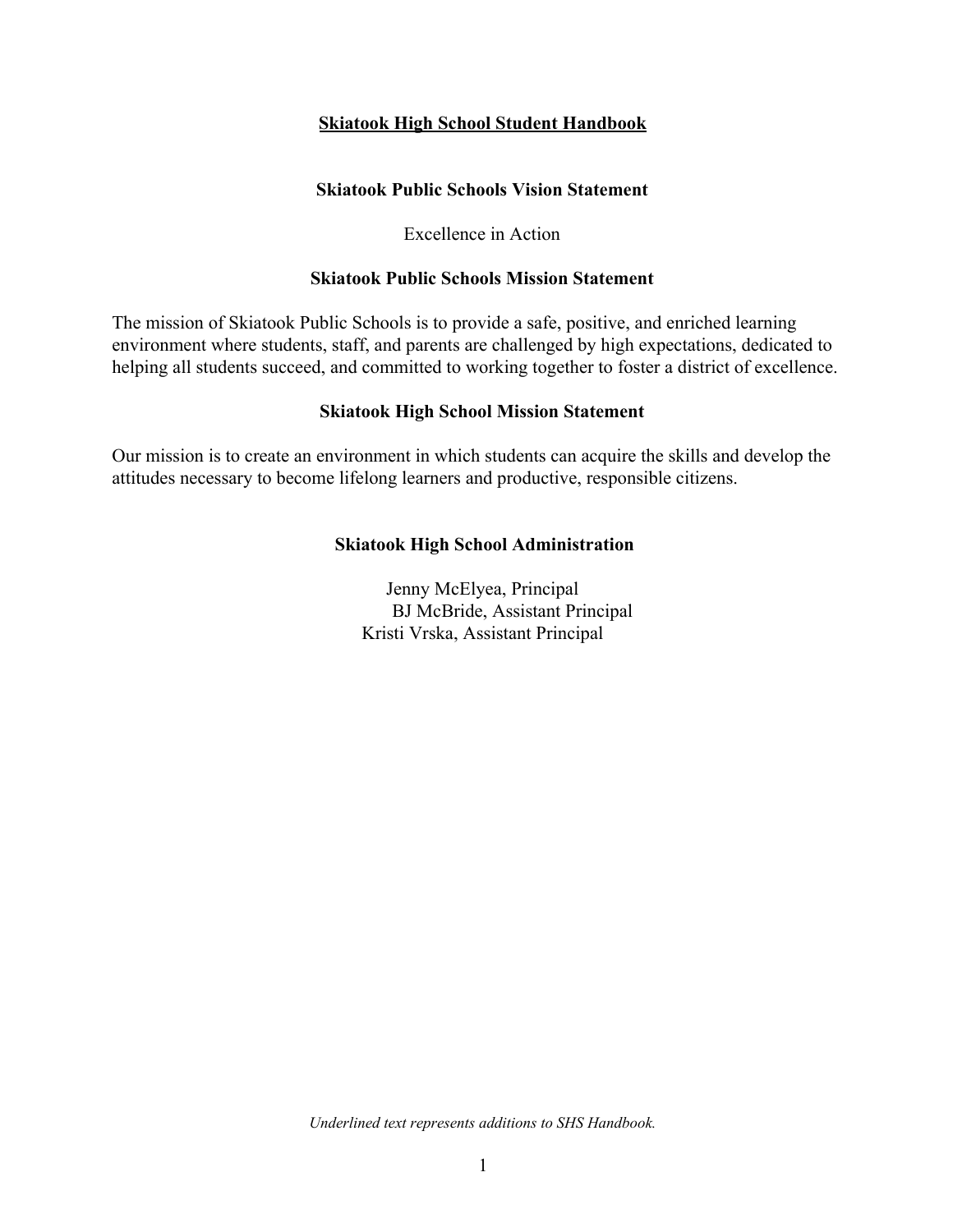# Skiatook High School Student Handbook

## Skiatook Public Schools Vision Statement

Excellence in Action

## Skiatook Public Schools Mission Statement

The mission of Skiatook Public Schools is to provide a safe, positive, and enriched learning environment where students, staff, and parents are challenged by high expectations, dedicated to helping all students succeed, and committed to working together to foster a district of excellence.

## Skiatook High School Mission Statement

Our mission is to create an environment in which students can acquire the skills and develop the attitudes necessary to become lifelong learners and productive, responsible citizens.

## Skiatook High School Administration

Jenny McElyea, Principal
BJ McBride, Assistant Principal
Kristi Vrska, Assistant Principal

*Underlined text represents additions to SHS Handbook.*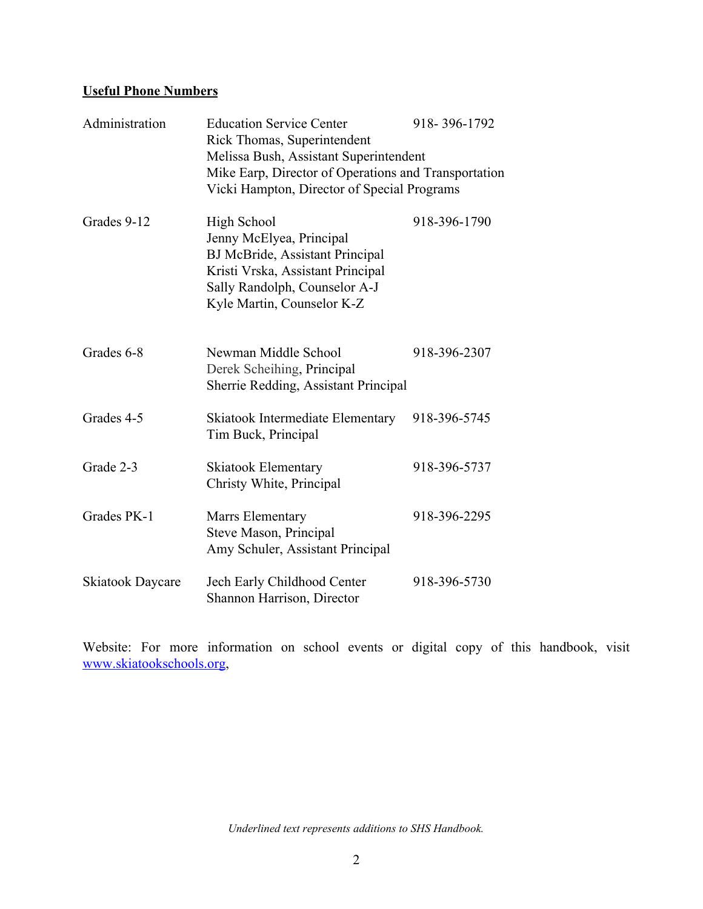**Useful Phone Numbers**

| | | |
|---|---|---|
| Administration | Education Service Center<br>Rick Thomas, Superintendent<br>Melissa Bush, Assistant Superintendent<br>Mike Earp, Director of Operations and Transportation<br>Vicki Hampton, Director of Special Programs | 918- 396-1792 |
| Grades 9-12 | High School<br>Jenny McElyea, Principal<br>BJ McBride, Assistant Principal<br>Kristi Vrska, Assistant Principal<br>Sally Randolph, Counselor A-J<br>Kyle Martin, Counselor K-Z | 918-396-1790 |
| Grades 6-8 | Newman Middle School<br>Derek Scheihing, Principal<br>Sherrie Redding, Assistant Principal | 918-396-2307 |
| Grades 4-5 | Skiatook Intermediate Elementary<br>Tim Buck, Principal | 918-396-5745 |
| Grade 2-3 | Skiatook Elementary<br>Christy White, Principal | 918-396-5737 |
| Grades PK-1 | Marrs Elementary<br>Steve Mason, Principal<br>Amy Schuler, Assistant Principal | 918-396-2295 |
| Skiatook Daycare | Jech Early Childhood Center<br>Shannon Harrison, Director | 918-396-5730 |

Website: For more information on school events or digital copy of this handbook, visit www.skiatookschools.org,

*Underlined text represents additions to SHS Handbook.*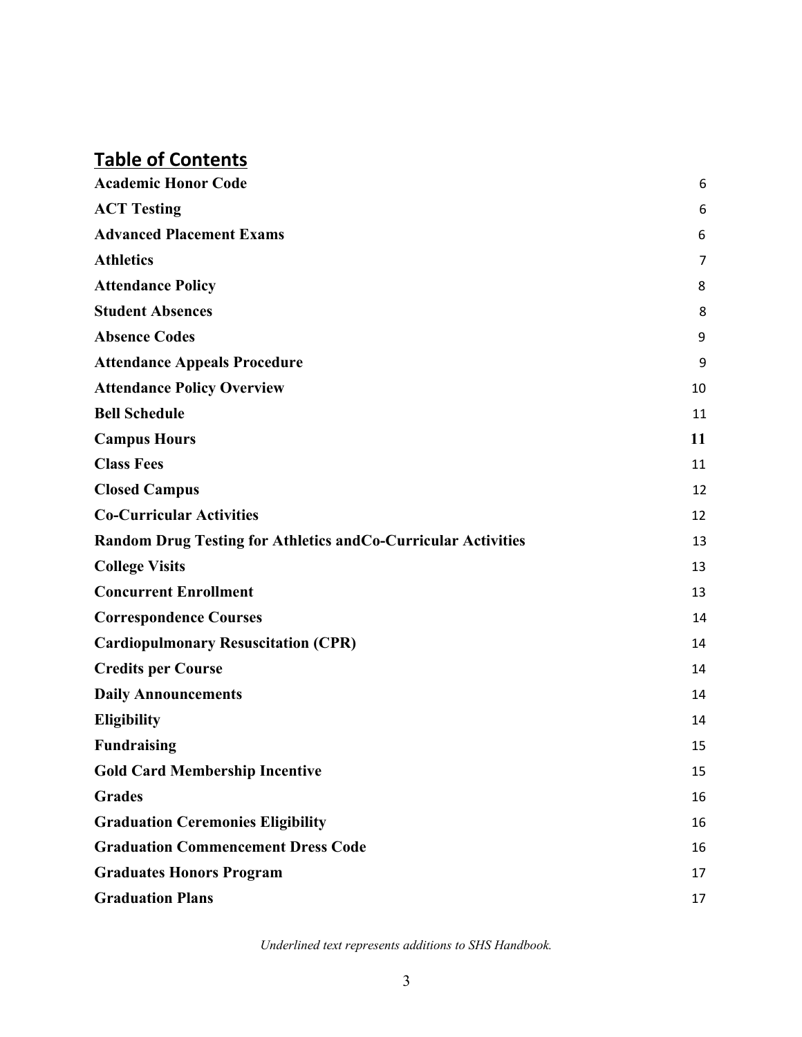## Table of Contents

| | |
|---|---|
| **Academic Honor Code** | 6 |
| **ACT Testing** | 6 |
| **Advanced Placement Exams** | 6 |
| **Athletics** | 7 |
| **Attendance Policy** | 8 |
| **Student Absences** | 8 |
| **Absence Codes** | 9 |
| **Attendance Appeals Procedure** | 9 |
| **Attendance Policy Overview** | 10 |
| **Bell Schedule** | 11 |
| **Campus Hours** | **11** |
| **Class Fees** | 11 |
| **Closed Campus** | 12 |
| **Co-Curricular Activities** | 12 |
| **Random Drug Testing for Athletics andCo-Curricular Activities** | 13 |
| **College Visits** | 13 |
| **Concurrent Enrollment** | 13 |
| **Correspondence Courses** | 14 |
| **Cardiopulmonary Resuscitation (CPR)** | 14 |
| **Credits per Course** | 14 |
| **Daily Announcements** | 14 |
| **Eligibility** | 14 |
| **Fundraising** | 15 |
| **Gold Card Membership Incentive** | 15 |
| **Grades** | 16 |
| **Graduation Ceremonies Eligibility** | 16 |
| **Graduation Commencement Dress Code** | 16 |
| **Graduates Honors Program** | 17 |
| **Graduation Plans** | 17 |

*Underlined text represents additions to SHS Handbook.*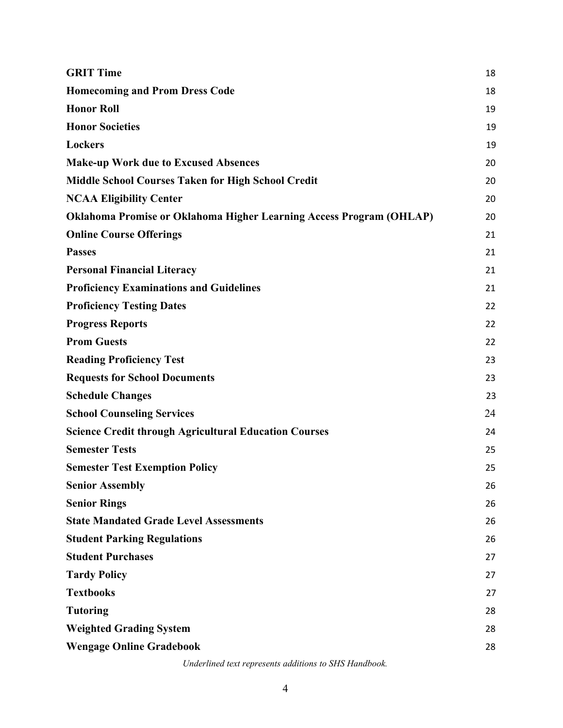| | |
|---|---|
| **GRIT Time** | 18 |
| **Homecoming and Prom Dress Code** | 18 |
| **Honor Roll** | 19 |
| **Honor Societies** | 19 |
| **Lockers** | 19 |
| **Make-up Work due to Excused Absences** | 20 |
| **Middle School Courses Taken for High School Credit** | 20 |
| **NCAA Eligibility Center** | 20 |
| **Oklahoma Promise or Oklahoma Higher Learning Access Program (OHLAP)** | 20 |
| **Online Course Offerings** | 21 |
| **Passes** | 21 |
| **Personal Financial Literacy** | 21 |
| **Proficiency Examinations and Guidelines** | 21 |
| **Proficiency Testing Dates** | 22 |
| **Progress Reports** | 22 |
| **Prom Guests** | 22 |
| **Reading Proficiency Test** | 23 |
| **Requests for School Documents** | 23 |
| **Schedule Changes** | 23 |
| **School Counseling Services** | 24 |
| **Science Credit through Agricultural Education Courses** | 24 |
| **Semester Tests** | 25 |
| **Semester Test Exemption Policy** | 25 |
| **Senior Assembly** | 26 |
| **Senior Rings** | 26 |
| **State Mandated Grade Level Assessments** | 26 |
| **Student Parking Regulations** | 26 |
| **Student Purchases** | 27 |
| **Tardy Policy** | 27 |
| **Textbooks** | 27 |
| **Tutoring** | 28 |
| **Weighted Grading System** | 28 |
| **Wengage Online Gradebook** | 28 |

*Underlined text represents additions to SHS Handbook.*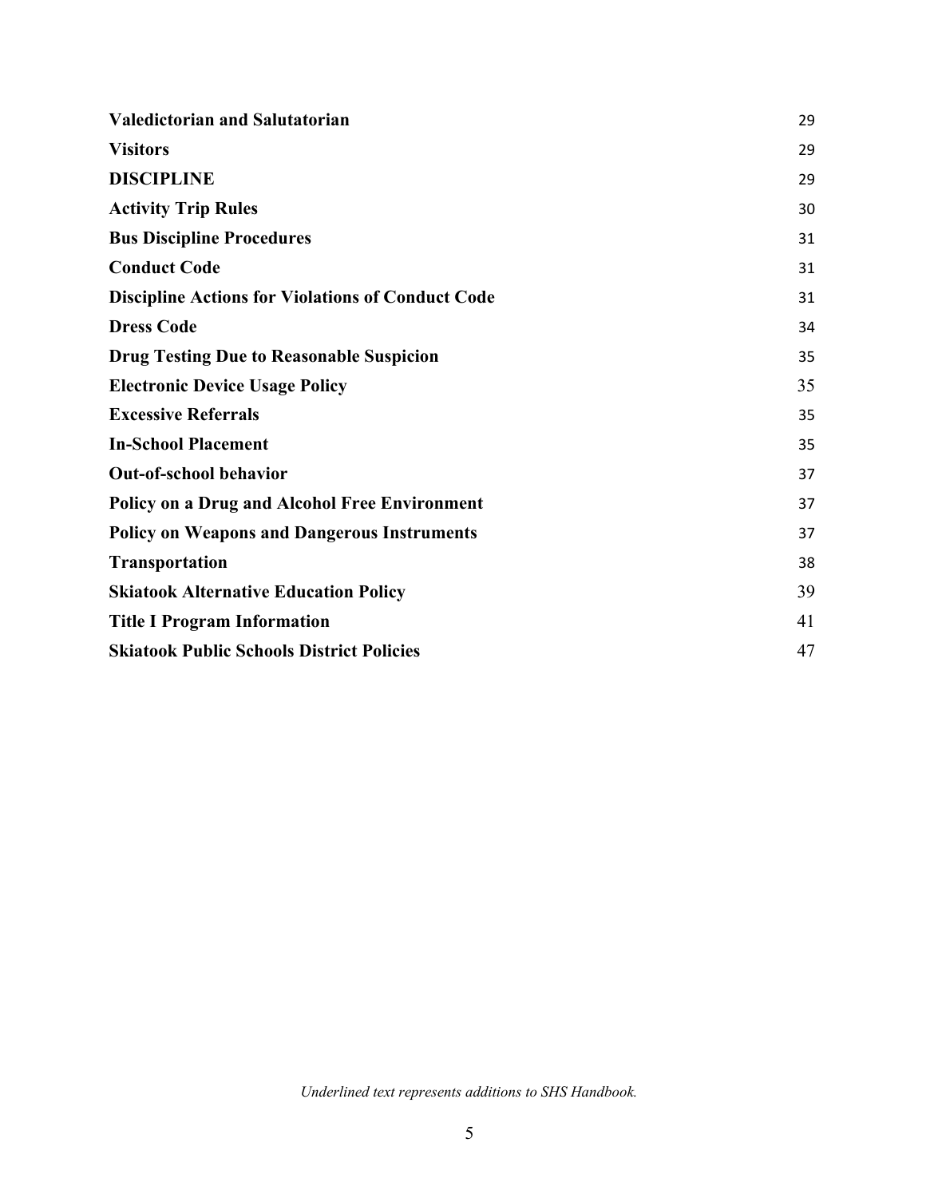| | |
|---|---|
| **Valedictorian and Salutatorian** | 29 |
| **Visitors** | 29 |
| **DISCIPLINE** | 29 |
| **Activity Trip Rules** | 30 |
| **Bus Discipline Procedures** | 31 |
| **Conduct Code** | 31 |
| **Discipline Actions for Violations of Conduct Code** | 31 |
| **Dress Code** | 34 |
| **Drug Testing Due to Reasonable Suspicion** | 35 |
| **Electronic Device Usage Policy** | 35 |
| **Excessive Referrals** | 35 |
| **In-School Placement** | 35 |
| **Out-of-school behavior** | 37 |
| **Policy on a Drug and Alcohol Free Environment** | 37 |
| **Policy on Weapons and Dangerous Instruments** | 37 |
| **Transportation** | 38 |
| **Skiatook Alternative Education Policy** | 39 |
| **Title I Program Information** | 41 |
| **Skiatook Public Schools District Policies** | 47 |

*Underlined text represents additions to SHS Handbook.*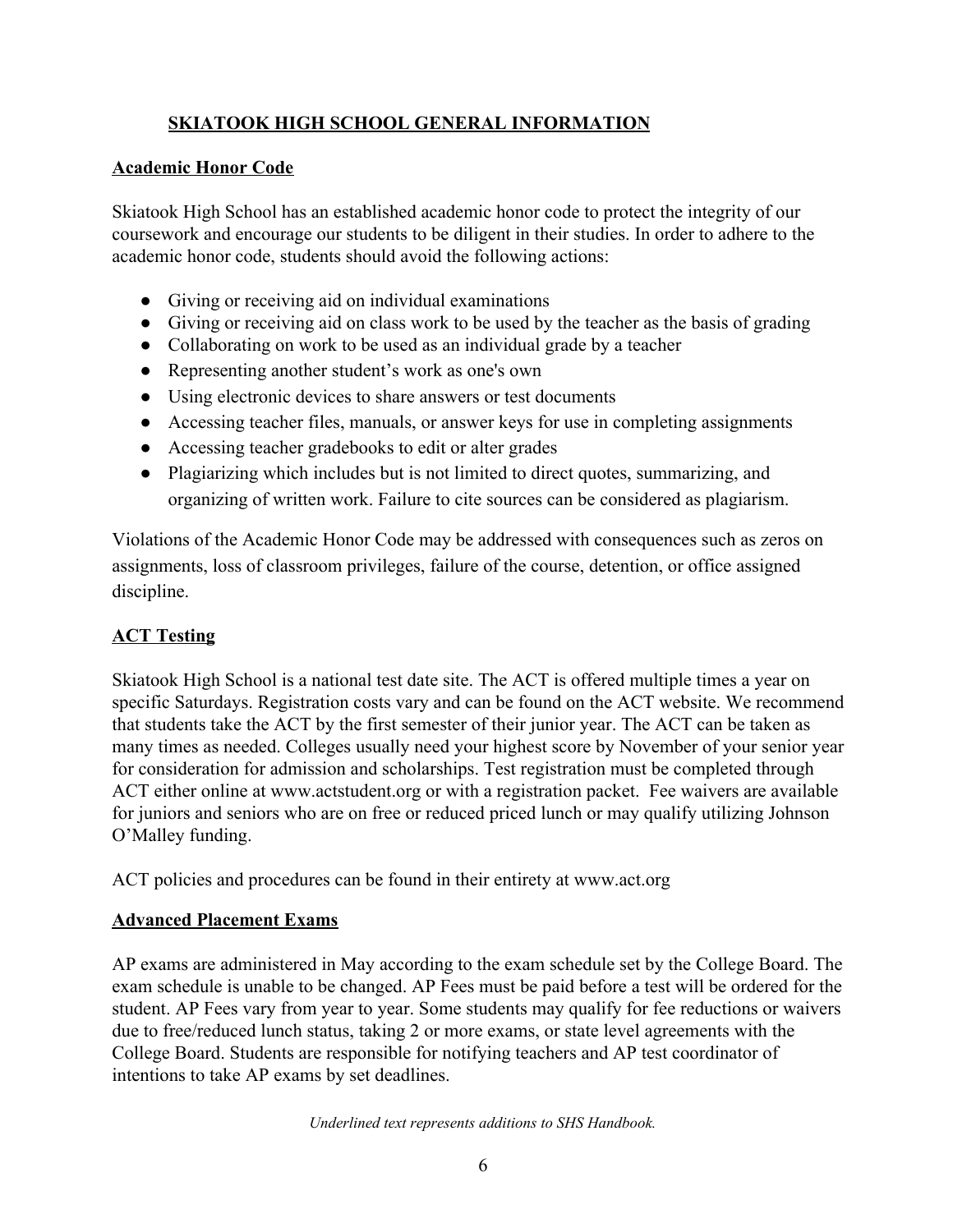# SKIATOOK HIGH SCHOOL GENERAL INFORMATION

## Academic Honor Code

Skiatook High School has an established academic honor code to protect the integrity of our coursework and encourage our students to be diligent in their studies. In order to adhere to the academic honor code, students should avoid the following actions:

- Giving or receiving aid on individual examinations
- Giving or receiving aid on class work to be used by the teacher as the basis of grading
- Collaborating on work to be used as an individual grade by a teacher
- Representing another student's work as one's own
- Using electronic devices to share answers or test documents
- Accessing teacher files, manuals, or answer keys for use in completing assignments
- Accessing teacher gradebooks to edit or alter grades
- Plagiarizing which includes but is not limited to direct quotes, summarizing, and organizing of written work. Failure to cite sources can be considered as plagiarism.

Violations of the Academic Honor Code may be addressed with consequences such as zeros on assignments, loss of classroom privileges, failure of the course, detention, or office assigned discipline.

## ACT Testing

Skiatook High School is a national test date site. The ACT is offered multiple times a year on specific Saturdays. Registration costs vary and can be found on the ACT website. We recommend that students take the ACT by the first semester of their junior year. The ACT can be taken as many times as needed. Colleges usually need your highest score by November of your senior year for consideration for admission and scholarships. Test registration must be completed through ACT either online at www.actstudent.org or with a registration packet. Fee waivers are available for juniors and seniors who are on free or reduced priced lunch or may qualify utilizing Johnson O'Malley funding.

ACT policies and procedures can be found in their entirety at www.act.org

## Advanced Placement Exams

AP exams are administered in May according to the exam schedule set by the College Board. The exam schedule is unable to be changed. AP Fees must be paid before a test will be ordered for the student. AP Fees vary from year to year. Some students may qualify for fee reductions or waivers due to free/reduced lunch status, taking 2 or more exams, or state level agreements with the College Board. Students are responsible for notifying teachers and AP test coordinator of intentions to take AP exams by set deadlines.

*Underlined text represents additions to SHS Handbook.*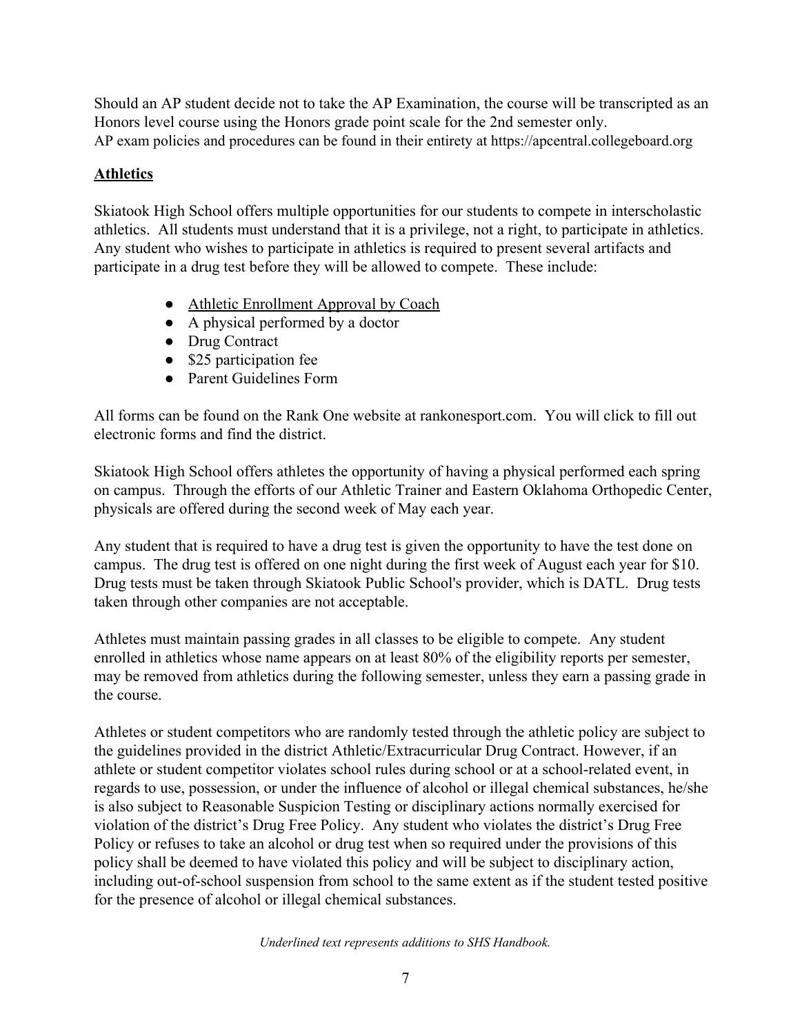Should an AP student decide not to take the AP Examination, the course will be transcripted as an Honors level course using the Honors grade point scale for the 2nd semester only.
AP exam policies and procedures can be found in their entirety at https://apcentral.collegeboard.org

## Athletics

Skiatook High School offers multiple opportunities for our students to compete in interscholastic athletics. All students must understand that it is a privilege, not a right, to participate in athletics. Any student who wishes to participate in athletics is required to present several artifacts and participate in a drug test before they will be allowed to compete. These include:

- <u>Athletic Enrollment Approval by Coach</u>
- A physical performed by a doctor
- Drug Contract
- $25 participation fee
- Parent Guidelines Form

All forms can be found on the Rank One website at rankonesport.com. You will click to fill out electronic forms and find the district.

Skiatook High School offers athletes the opportunity of having a physical performed each spring on campus. Through the efforts of our Athletic Trainer and Eastern Oklahoma Orthopedic Center, physicals are offered during the second week of May each year.

Any student that is required to have a drug test is given the opportunity to have the test done on campus. The drug test is offered on one night during the first week of August each year for $10. Drug tests must be taken through Skiatook Public School's provider, which is DATL. Drug tests taken through other companies are not acceptable.

Athletes must maintain passing grades in all classes to be eligible to compete. Any student enrolled in athletics whose name appears on at least 80% of the eligibility reports per semester, may be removed from athletics during the following semester, unless they earn a passing grade in the course.

Athletes or student competitors who are randomly tested through the athletic policy are subject to the guidelines provided in the district Athletic/Extracurricular Drug Contract. However, if an athlete or student competitor violates school rules during school or at a school-related event, in regards to use, possession, or under the influence of alcohol or illegal chemical substances, he/she is also subject to Reasonable Suspicion Testing or disciplinary actions normally exercised for violation of the district's Drug Free Policy. Any student who violates the district's Drug Free Policy or refuses to take an alcohol or drug test when so required under the provisions of this policy shall be deemed to have violated this policy and will be subject to disciplinary action, including out-of-school suspension from school to the same extent as if the student tested positive for the presence of alcohol or illegal chemical substances.

*Underlined text represents additions to SHS Handbook.*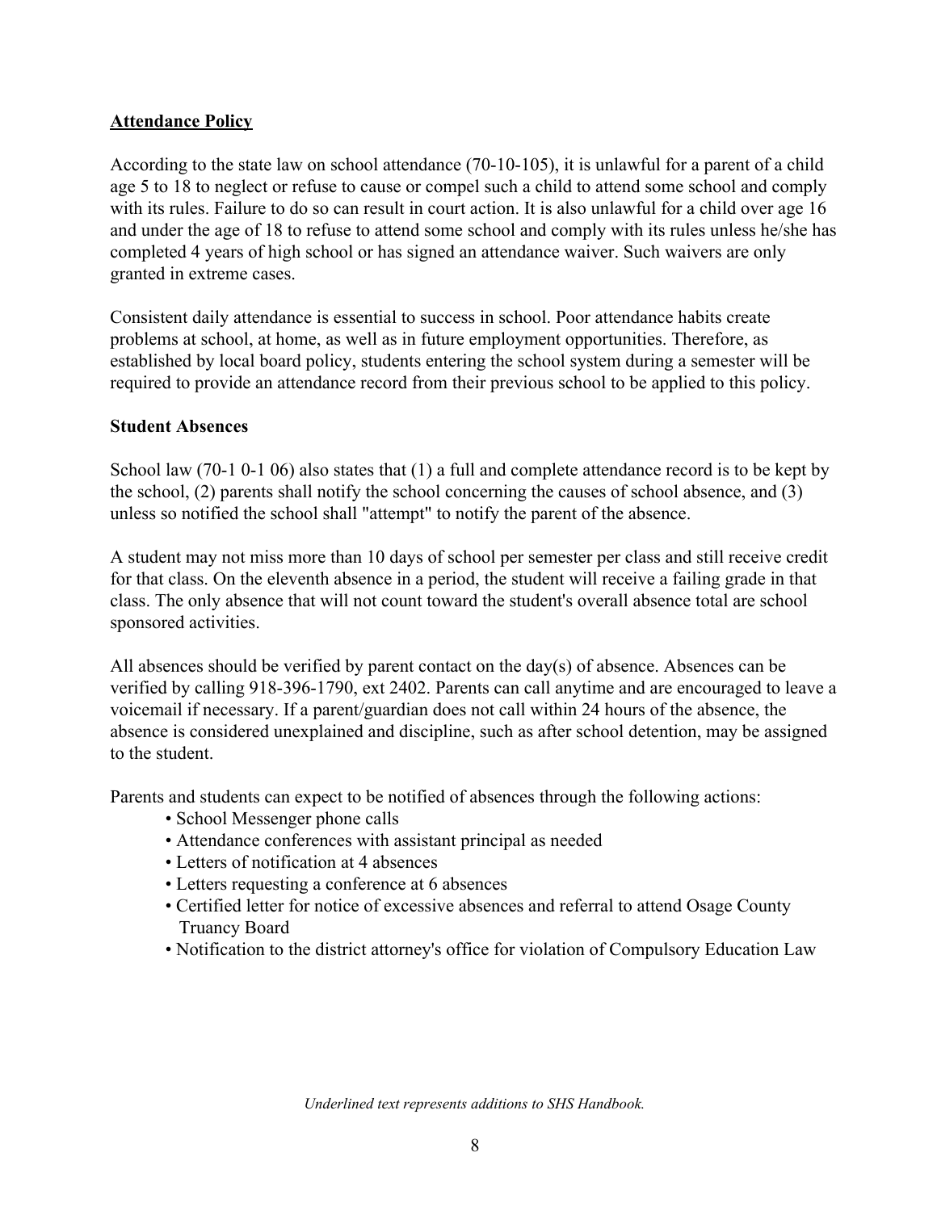## <u>Attendance Policy</u>

According to the state law on school attendance (70-10-105), it is unlawful for a parent of a child age 5 to 18 to neglect or refuse to cause or compel such a child to attend some school and comply with its rules. Failure to do so can result in court action. It is also unlawful for a child over age 16 and under the age of 18 to refuse to attend some school and comply with its rules unless he/she has completed 4 years of high school or has signed an attendance waiver. Such waivers are only granted in extreme cases.

Consistent daily attendance is essential to success in school. Poor attendance habits create problems at school, at home, as well as in future employment opportunities. Therefore, as established by local board policy, students entering the school system during a semester will be required to provide an attendance record from their previous school to be applied to this policy.

### Student Absences

School law (70-1 0-1 06) also states that (1) a full and complete attendance record is to be kept by the school, (2) parents shall notify the school concerning the causes of school absence, and (3) unless so notified the school shall "attempt" to notify the parent of the absence.

A student may not miss more than 10 days of school per semester per class and still receive credit for that class. On the eleventh absence in a period, the student will receive a failing grade in that class. The only absence that will not count toward the student's overall absence total are school sponsored activities.

All absences should be verified by parent contact on the day(s) of absence. Absences can be verified by calling 918-396-1790, ext 2402. Parents can call anytime and are encouraged to leave a voicemail if necessary. If a parent/guardian does not call within 24 hours of the absence, the absence is considered unexplained and discipline, such as after school detention, may be assigned to the student.

Parents and students can expect to be notified of absences through the following actions:

- School Messenger phone calls
- Attendance conferences with assistant principal as needed
- Letters of notification at 4 absences
- Letters requesting a conference at 6 absences
- Certified letter for notice of excessive absences and referral to attend Osage County Truancy Board
- Notification to the district attorney's office for violation of Compulsory Education Law

*Underlined text represents additions to SHS Handbook.*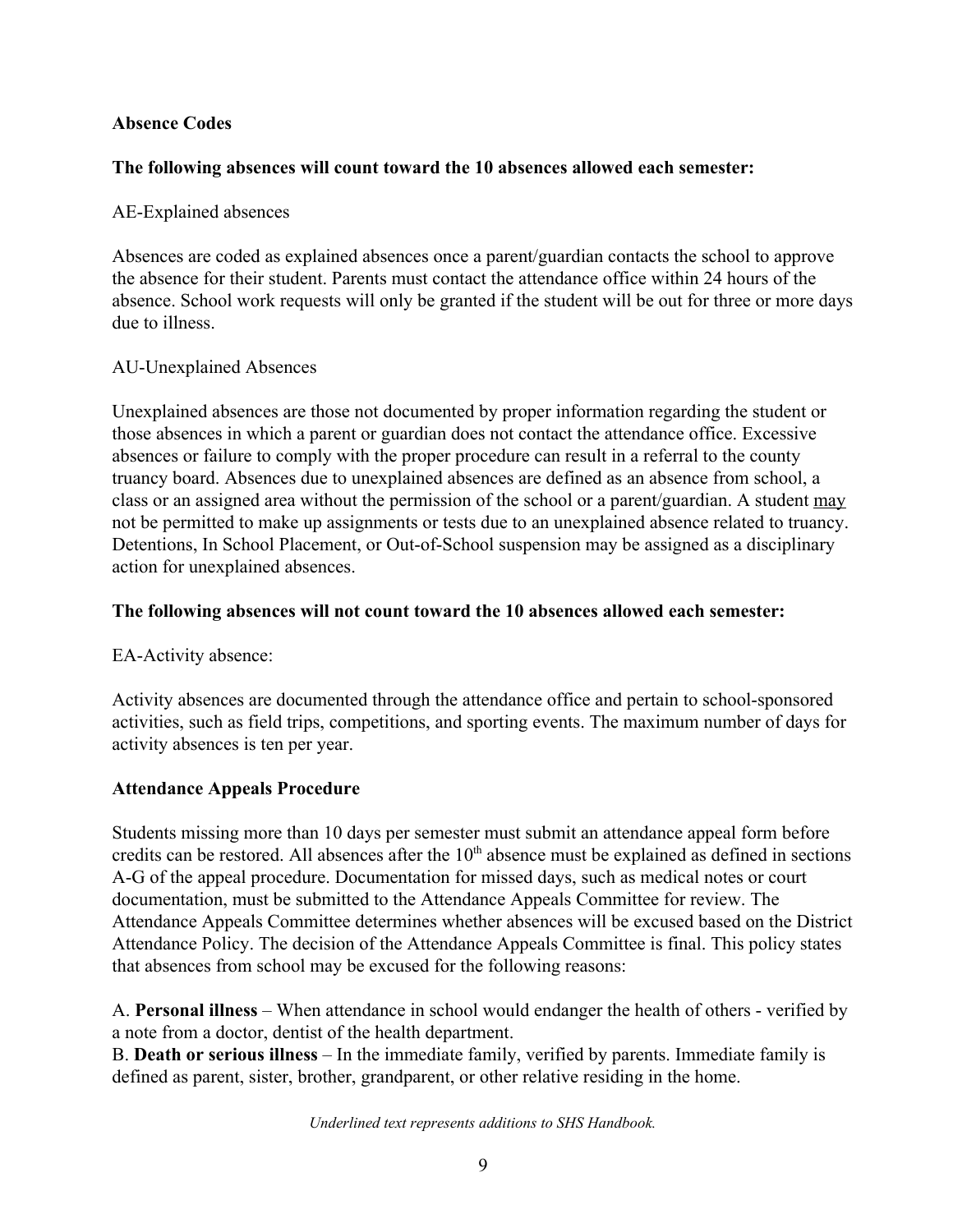**Absence Codes**

**The following absences will count toward the 10 absences allowed each semester:**

AE-Explained absences

Absences are coded as explained absences once a parent/guardian contacts the school to approve the absence for their student. Parents must contact the attendance office within 24 hours of the absence. School work requests will only be granted if the student will be out for three or more days due to illness.

AU-Unexplained Absences

Unexplained absences are those not documented by proper information regarding the student or those absences in which a parent or guardian does not contact the attendance office. Excessive absences or failure to comply with the proper procedure can result in a referral to the county truancy board. Absences due to unexplained absences are defined as an absence from school, a class or an assigned area without the permission of the school or a parent/guardian. A student <u>may</u> not be permitted to make up assignments or tests due to an unexplained absence related to truancy. Detentions, In School Placement, or Out-of-School suspension may be assigned as a disciplinary action for unexplained absences.

**The following absences will not count toward the 10 absences allowed each semester:**

EA-Activity absence:

Activity absences are documented through the attendance office and pertain to school-sponsored activities, such as field trips, competitions, and sporting events. The maximum number of days for activity absences is ten per year.

**Attendance Appeals Procedure**

Students missing more than 10 days per semester must submit an attendance appeal form before credits can be restored. All absences after the 10th absence must be explained as defined in sections A-G of the appeal procedure. Documentation for missed days, such as medical notes or court documentation, must be submitted to the Attendance Appeals Committee for review. The Attendance Appeals Committee determines whether absences will be excused based on the District Attendance Policy. The decision of the Attendance Appeals Committee is final. This policy states that absences from school may be excused for the following reasons:

A. **Personal illness** – When attendance in school would endanger the health of others - verified by a note from a doctor, dentist of the health department.
B. **Death or serious illness** – In the immediate family, verified by parents. Immediate family is defined as parent, sister, brother, grandparent, or other relative residing in the home.

*Underlined text represents additions to SHS Handbook.*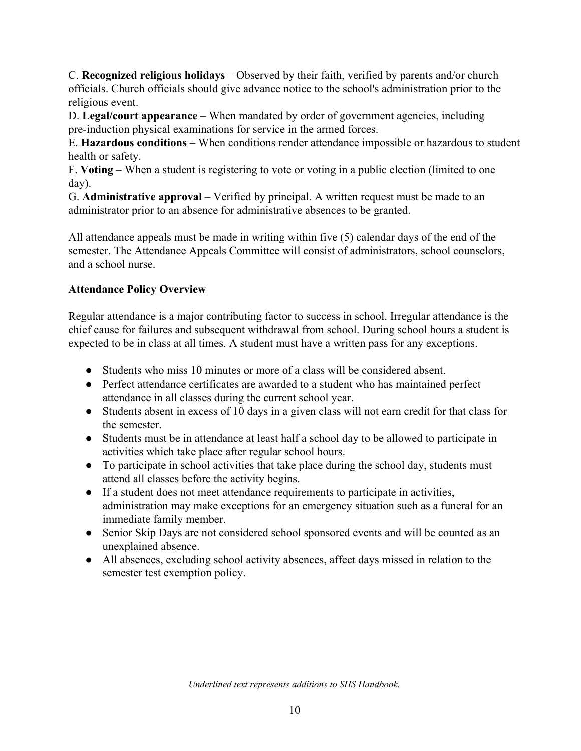C. **Recognized religious holidays** – Observed by their faith, verified by parents and/or church officials. Church officials should give advance notice to the school's administration prior to the religious event.
D. **Legal/court appearance** – When mandated by order of government agencies, including pre-induction physical examinations for service in the armed forces.
E. **Hazardous conditions** – When conditions render attendance impossible or hazardous to student health or safety.
F. **Voting** – When a student is registering to vote or voting in a public election (limited to one day).
G. **Administrative approval** – Verified by principal. A written request must be made to an administrator prior to an absence for administrative absences to be granted.

All attendance appeals must be made in writing within five (5) calendar days of the end of the semester. The Attendance Appeals Committee will consist of administrators, school counselors, and a school nurse.

<u>**Attendance Policy Overview**</u>

Regular attendance is a major contributing factor to success in school. Irregular attendance is the chief cause for failures and subsequent withdrawal from school. During school hours a student is expected to be in class at all times. A student must have a written pass for any exceptions.

- Students who miss 10 minutes or more of a class will be considered absent.
- Perfect attendance certificates are awarded to a student who has maintained perfect attendance in all classes during the current school year.
- Students absent in excess of 10 days in a given class will not earn credit for that class for the semester.
- Students must be in attendance at least half a school day to be allowed to participate in activities which take place after regular school hours.
- To participate in school activities that take place during the school day, students must attend all classes before the activity begins.
- If a student does not meet attendance requirements to participate in activities, administration may make exceptions for an emergency situation such as a funeral for an immediate family member.
- Senior Skip Days are not considered school sponsored events and will be counted as an unexplained absence.
- All absences, excluding school activity absences, affect days missed in relation to the semester test exemption policy.

*Underlined text represents additions to SHS Handbook.*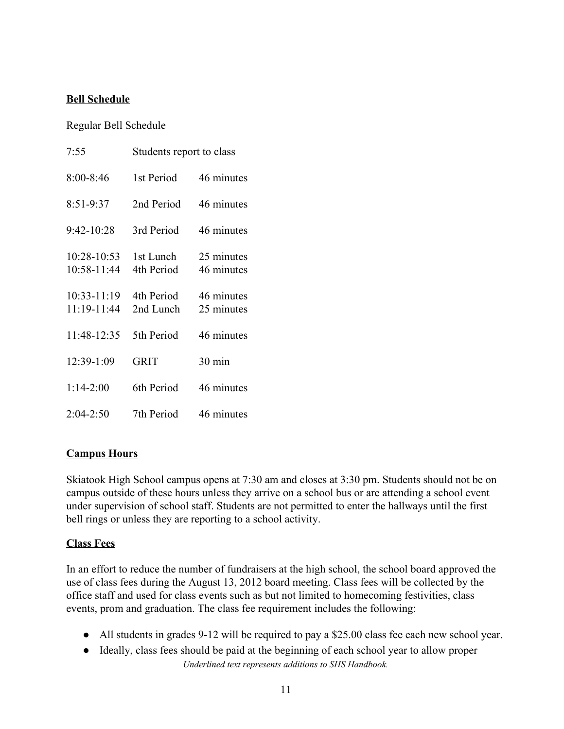**Bell Schedule**

Regular Bell Schedule

| | | |
|---|---|---|
| 7:55 | Students report to class | |
| 8:00-8:46 | 1st Period | 46 minutes |
| 8:51-9:37 | 2nd Period | 46 minutes |
| 9:42-10:28 | 3rd Period | 46 minutes |
| 10:28-10:53 | 1st Lunch | 25 minutes |
| 10:58-11:44 | 4th Period | 46 minutes |
| 10:33-11:19 | 4th Period | 46 minutes |
| 11:19-11:44 | 2nd Lunch | 25 minutes |
| 11:48-12:35 | 5th Period | 46 minutes |
| 12:39-1:09 | GRIT | 30 min |
| 1:14-2:00 | 6th Period | 46 minutes |
| 2:04-2:50 | 7th Period | 46 minutes |

**Campus Hours**

Skiatook High School campus opens at 7:30 am and closes at 3:30 pm. Students should not be on campus outside of these hours unless they arrive on a school bus or are attending a school event under supervision of school staff. Students are not permitted to enter the hallways until the first bell rings or unless they are reporting to a school activity.

**Class Fees**

In an effort to reduce the number of fundraisers at the high school, the school board approved the use of class fees during the August 13, 2012 board meeting. Class fees will be collected by the office staff and used for class events such as but not limited to homecoming festivities, class events, prom and graduation. The class fee requirement includes the following:

- All students in grades 9-12 will be required to pay a $25.00 class fee each new school year.
- Ideally, class fees should be paid at the beginning of each school year to allow proper

*Underlined text represents additions to SHS Handbook.*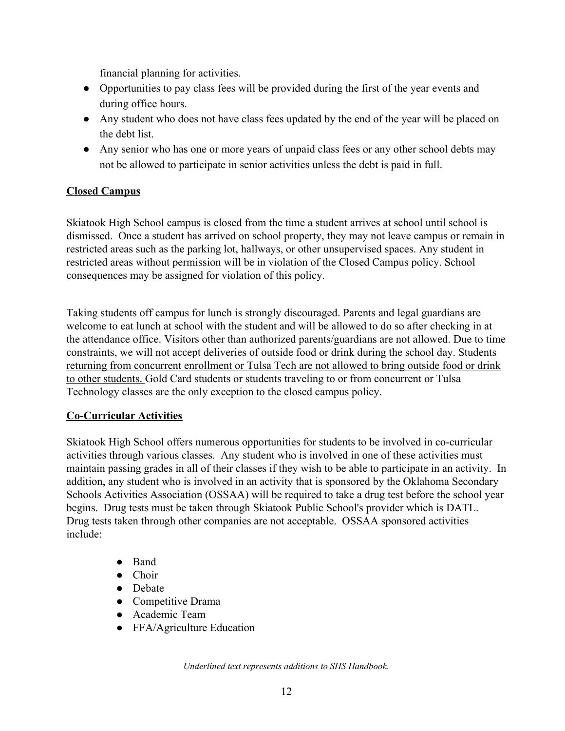financial planning for activities.

- Opportunities to pay class fees will be provided during the first of the year events and during office hours.
- Any student who does not have class fees updated by the end of the year will be placed on the debt list.
- Any senior who has one or more years of unpaid class fees or any other school debts may not be allowed to participate in senior activities unless the debt is paid in full.

## **Closed Campus**

Skiatook High School campus is closed from the time a student arrives at school until school is dismissed. Once a student has arrived on school property, they may not leave campus or remain in restricted areas such as the parking lot, hallways, or other unsupervised spaces. Any student in restricted areas without permission will be in violation of the Closed Campus policy. School consequences may be assigned for violation of this policy.

Taking students off campus for lunch is strongly discouraged. Parents and legal guardians are welcome to eat lunch at school with the student and will be allowed to do so after checking in at the attendance office. Visitors other than authorized parents/guardians are not allowed. Due to time constraints, we will not accept deliveries of outside food or drink during the school day. <u>Students returning from concurrent enrollment or Tulsa Tech are not allowed to bring outside food or drink to other students.</u> Gold Card students or students traveling to or from concurrent or Tulsa Technology classes are the only exception to the closed campus policy.

## **Co-Curricular Activities**

Skiatook High School offers numerous opportunities for students to be involved in co-curricular activities through various classes. Any student who is involved in one of these activities must maintain passing grades in all of their classes if they wish to be able to participate in an activity. In addition, any student who is involved in an activity that is sponsored by the Oklahoma Secondary Schools Activities Association (OSSAA) will be required to take a drug test before the school year begins. Drug tests must be taken through Skiatook Public School's provider which is DATL. Drug tests taken through other companies are not acceptable. OSSAA sponsored activities include:

- Band
- Choir
- Debate
- Competitive Drama
- Academic Team
- FFA/Agriculture Education

*Underlined text represents additions to SHS Handbook.*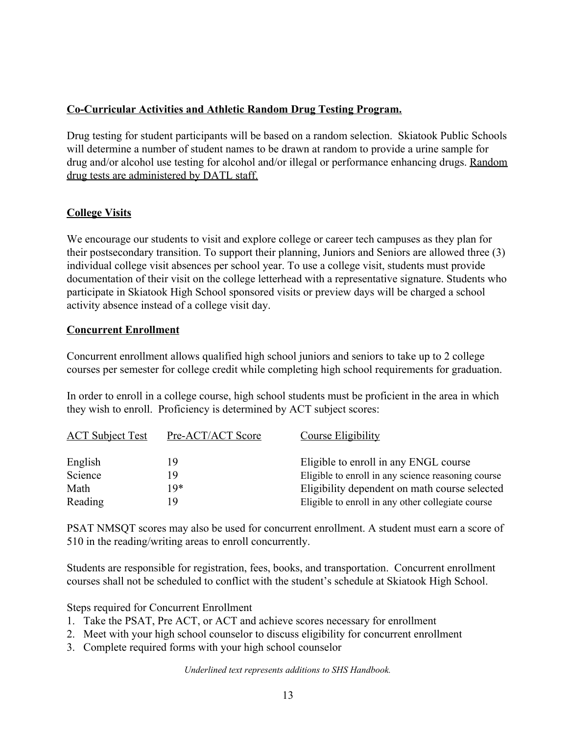**Co-Curricular Activities and Athletic Random Drug Testing Program.**

Drug testing for student participants will be based on a random selection. Skiatook Public Schools will determine a number of student names to be drawn at random to provide a urine sample for drug and/or alcohol use testing for alcohol and/or illegal or performance enhancing drugs. Random drug tests are administered by DATL staff.

**College Visits**

We encourage our students to visit and explore college or career tech campuses as they plan for their postsecondary transition. To support their planning, Juniors and Seniors are allowed three (3) individual college visit absences per school year. To use a college visit, students must provide documentation of their visit on the college letterhead with a representative signature. Students who participate in Skiatook High School sponsored visits or preview days will be charged a school activity absence instead of a college visit day.

**Concurrent Enrollment**

Concurrent enrollment allows qualified high school juniors and seniors to take up to 2 college courses per semester for college credit while completing high school requirements for graduation.

In order to enroll in a college course, high school students must be proficient in the area in which they wish to enroll. Proficiency is determined by ACT subject scores:

| ACT Subject Test | Pre-ACT/ACT Score | Course Eligibility |
|---|---|---|
| English | 19 | Eligible to enroll in any ENGL course |
| Science | 19 | Eligible to enroll in any science reasoning course |
| Math | 19* | Eligibility dependent on math course selected |
| Reading | 19 | Eligible to enroll in any other collegiate course |

PSAT NMSQT scores may also be used for concurrent enrollment. A student must earn a score of 510 in the reading/writing areas to enroll concurrently.

Students are responsible for registration, fees, books, and transportation. Concurrent enrollment courses shall not be scheduled to conflict with the student's schedule at Skiatook High School.

Steps required for Concurrent Enrollment

1. Take the PSAT, Pre ACT, or ACT and achieve scores necessary for enrollment
2. Meet with your high school counselor to discuss eligibility for concurrent enrollment
3. Complete required forms with your high school counselor

*Underlined text represents additions to SHS Handbook.*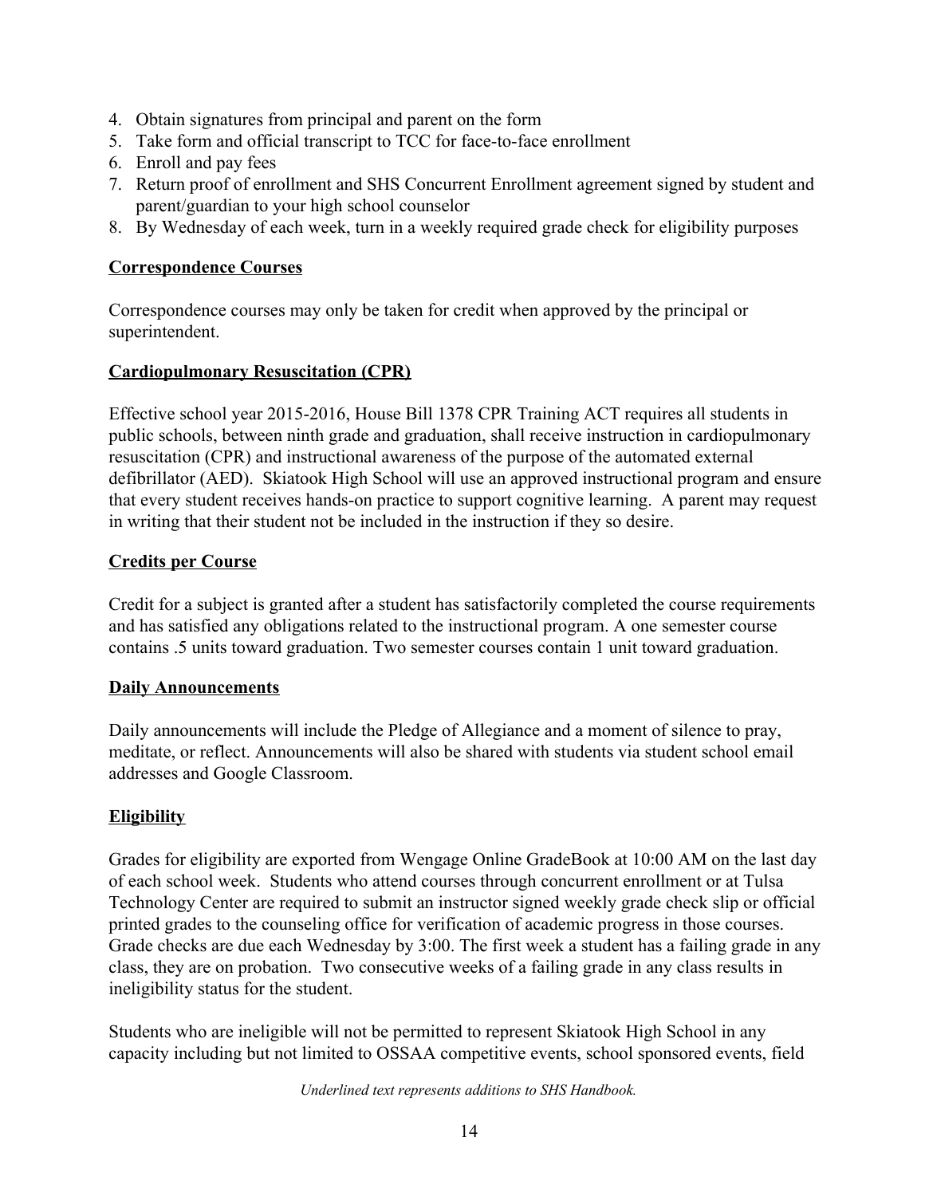4. Obtain signatures from principal and parent on the form
5. Take form and official transcript to TCC for face-to-face enrollment
6. Enroll and pay fees
7. Return proof of enrollment and SHS Concurrent Enrollment agreement signed by student and parent/guardian to your high school counselor
8. By Wednesday of each week, turn in a weekly required grade check for eligibility purposes

## Correspondence Courses

Correspondence courses may only be taken for credit when approved by the principal or superintendent.

## Cardiopulmonary Resuscitation (CPR)

Effective school year 2015-2016, House Bill 1378 CPR Training ACT requires all students in public schools, between ninth grade and graduation, shall receive instruction in cardiopulmonary resuscitation (CPR) and instructional awareness of the purpose of the automated external defibrillator (AED). Skiatook High School will use an approved instructional program and ensure that every student receives hands-on practice to support cognitive learning. A parent may request in writing that their student not be included in the instruction if they so desire.

## Credits per Course

Credit for a subject is granted after a student has satisfactorily completed the course requirements and has satisfied any obligations related to the instructional program. A one semester course contains .5 units toward graduation. Two semester courses contain 1 unit toward graduation.

## Daily Announcements

Daily announcements will include the Pledge of Allegiance and a moment of silence to pray, meditate, or reflect. Announcements will also be shared with students via student school email addresses and Google Classroom.

## Eligibility

Grades for eligibility are exported from Wengage Online GradeBook at 10:00 AM on the last day of each school week. Students who attend courses through concurrent enrollment or at Tulsa Technology Center are required to submit an instructor signed weekly grade check slip or official printed grades to the counseling office for verification of academic progress in those courses. Grade checks are due each Wednesday by 3:00. The first week a student has a failing grade in any class, they are on probation. Two consecutive weeks of a failing grade in any class results in ineligibility status for the student.

Students who are ineligible will not be permitted to represent Skiatook High School in any capacity including but not limited to OSSAA competitive events, school sponsored events, field

*Underlined text represents additions to SHS Handbook.*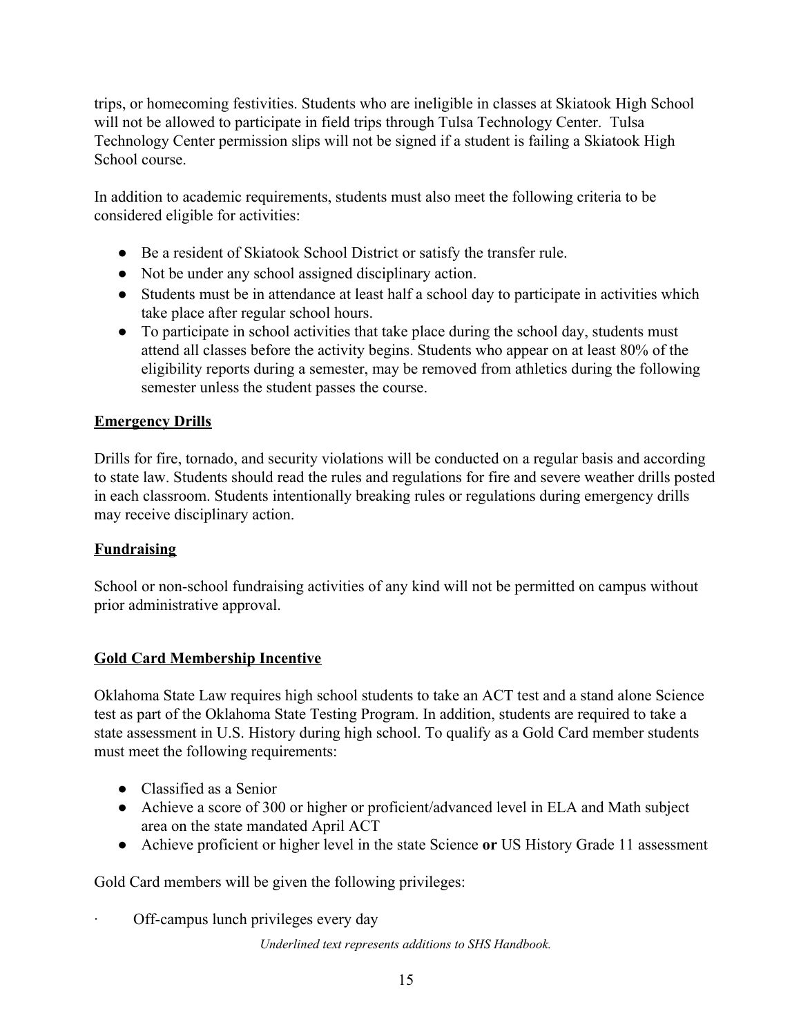trips, or homecoming festivities. Students who are ineligible in classes at Skiatook High School will not be allowed to participate in field trips through Tulsa Technology Center. Tulsa Technology Center permission slips will not be signed if a student is failing a Skiatook High School course.

In addition to academic requirements, students must also meet the following criteria to be considered eligible for activities:

- Be a resident of Skiatook School District or satisfy the transfer rule.
- Not be under any school assigned disciplinary action.
- Students must be in attendance at least half a school day to participate in activities which take place after regular school hours.
- To participate in school activities that take place during the school day, students must attend all classes before the activity begins. Students who appear on at least 80% of the eligibility reports during a semester, may be removed from athletics during the following semester unless the student passes the course.

## Emergency Drills

Drills for fire, tornado, and security violations will be conducted on a regular basis and according to state law. Students should read the rules and regulations for fire and severe weather drills posted in each classroom. Students intentionally breaking rules or regulations during emergency drills may receive disciplinary action.

## Fundraising

School or non-school fundraising activities of any kind will not be permitted on campus without prior administrative approval.

## Gold Card Membership Incentive

Oklahoma State Law requires high school students to take an ACT test and a stand alone Science test as part of the Oklahoma State Testing Program. In addition, students are required to take a state assessment in U.S. History during high school. To qualify as a Gold Card member students must meet the following requirements:

- Classified as a Senior
- Achieve a score of 300 or higher or proficient/advanced level in ELA and Math subject area on the state mandated April ACT
- Achieve proficient or higher level in the state Science **or** US History Grade 11 assessment

Gold Card members will be given the following privileges:

- Off-campus lunch privileges every day

*Underlined text represents additions to SHS Handbook.*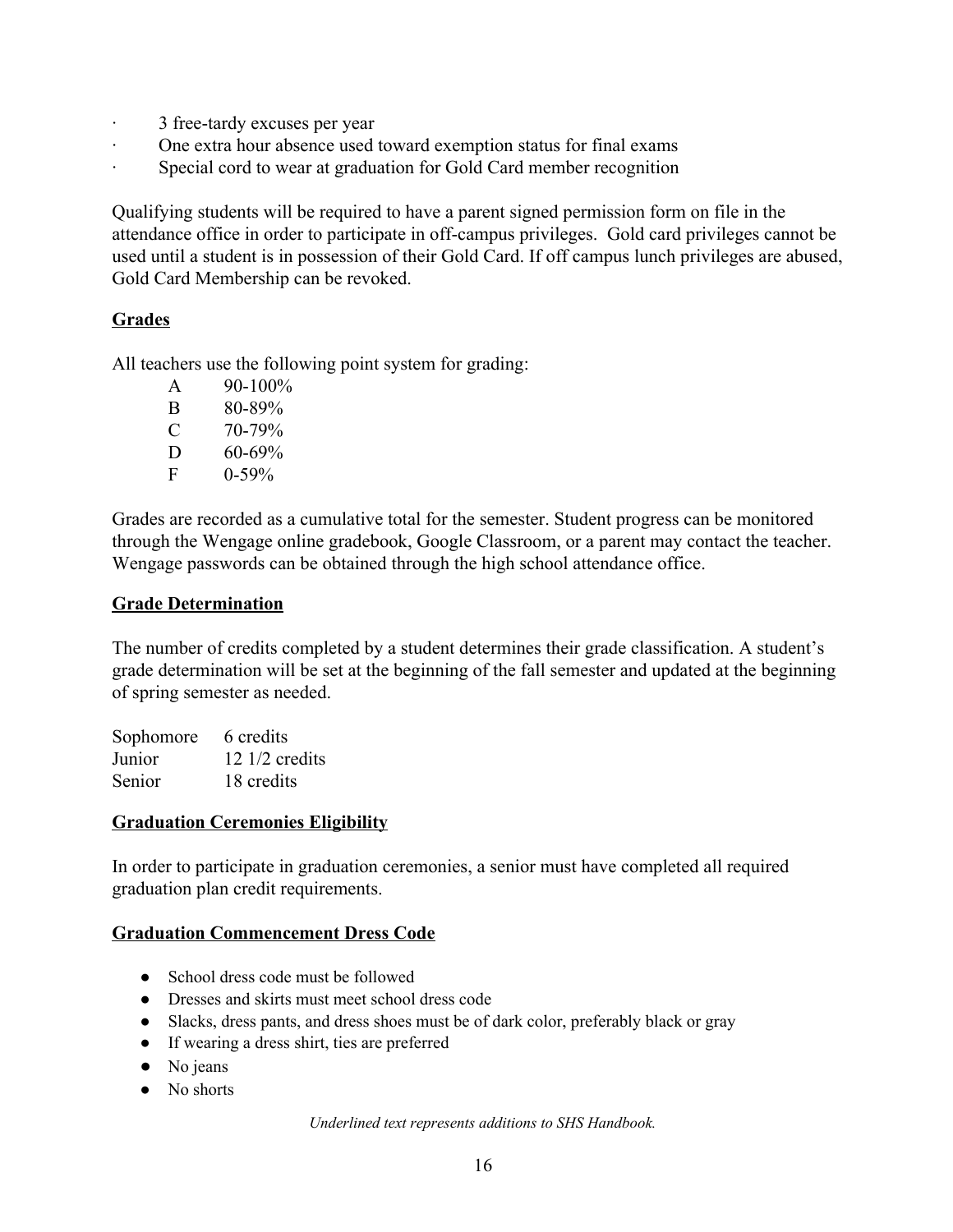- 3 free-tardy excuses per year
- One extra hour absence used toward exemption status for final exams
- Special cord to wear at graduation for Gold Card member recognition

Qualifying students will be required to have a parent signed permission form on file in the attendance office in order to participate in off-campus privileges. Gold card privileges cannot be used until a student is in possession of their Gold Card. If off campus lunch privileges are abused, Gold Card Membership can be revoked.

## Grades

All teachers use the following point system for grading:

| | |
|---|---|
| A | 90-100% |
| B | 80-89% |
| C | 70-79% |
| D | 60-69% |
| F | 0-59% |

Grades are recorded as a cumulative total for the semester. Student progress can be monitored through the Wengage online gradebook, Google Classroom, or a parent may contact the teacher. Wengage passwords can be obtained through the high school attendance office.

## Grade Determination

The number of credits completed by a student determines their grade classification. A student's grade determination will be set at the beginning of the fall semester and updated at the beginning of spring semester as needed.

| | |
|---|---|
| Sophomore | 6 credits |
| Junior | 12 1/2 credits |
| Senior | 18 credits |

## Graduation Ceremonies Eligibility

In order to participate in graduation ceremonies, a senior must have completed all required graduation plan credit requirements.

## Graduation Commencement Dress Code

- School dress code must be followed
- Dresses and skirts must meet school dress code
- Slacks, dress pants, and dress shoes must be of dark color, preferably black or gray
- If wearing a dress shirt, ties are preferred
- No jeans
- No shorts

*Underlined text represents additions to SHS Handbook.*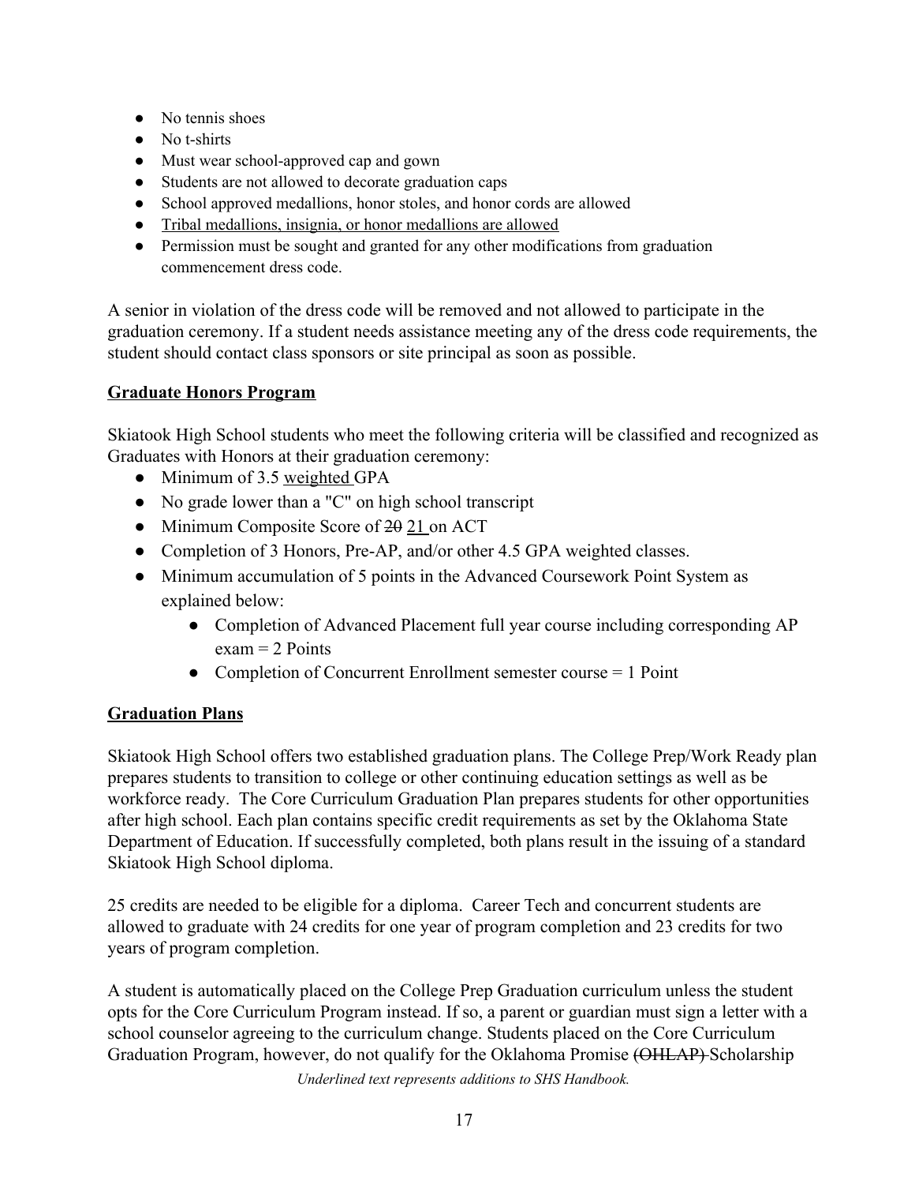- No tennis shoes
- No t-shirts
- Must wear school-approved cap and gown
- Students are not allowed to decorate graduation caps
- School approved medallions, honor stoles, and honor cords are allowed
- <u>Tribal medallions, insignia, or honor medallions are allowed</u>
- Permission must be sought and granted for any other modifications from graduation commencement dress code.

A senior in violation of the dress code will be removed and not allowed to participate in the graduation ceremony. If a student needs assistance meeting any of the dress code requirements, the student should contact class sponsors or site principal as soon as possible.

**<u>Graduate Honors Program</u>**

Skiatook High School students who meet the following criteria will be classified and recognized as Graduates with Honors at their graduation ceremony:

- Minimum of 3.5 <u>weighted</u> GPA
- No grade lower than a "C" on high school transcript
- Minimum Composite Score of ~~20~~ <u>21</u> on ACT
- Completion of 3 Honors, Pre-AP, and/or other 4.5 GPA weighted classes.
- Minimum accumulation of 5 points in the Advanced Coursework Point System as explained below:
  - Completion of Advanced Placement full year course including corresponding AP exam = 2 Points
  - Completion of Concurrent Enrollment semester course = 1 Point

**<u>Graduation Plans</u>**

Skiatook High School offers two established graduation plans. The College Prep/Work Ready plan prepares students to transition to college or other continuing education settings as well as be workforce ready. The Core Curriculum Graduation Plan prepares students for other opportunities after high school. Each plan contains specific credit requirements as set by the Oklahoma State Department of Education. If successfully completed, both plans result in the issuing of a standard Skiatook High School diploma.

25 credits are needed to be eligible for a diploma. Career Tech and concurrent students are allowed to graduate with 24 credits for one year of program completion and 23 credits for two years of program completion.

A student is automatically placed on the College Prep Graduation curriculum unless the student opts for the Core Curriculum Program instead. If so, a parent or guardian must sign a letter with a school counselor agreeing to the curriculum change. Students placed on the Core Curriculum Graduation Program, however, do not qualify for the Oklahoma Promise ~~(OHLAP)~~ Scholarship

*Underlined text represents additions to SHS Handbook.*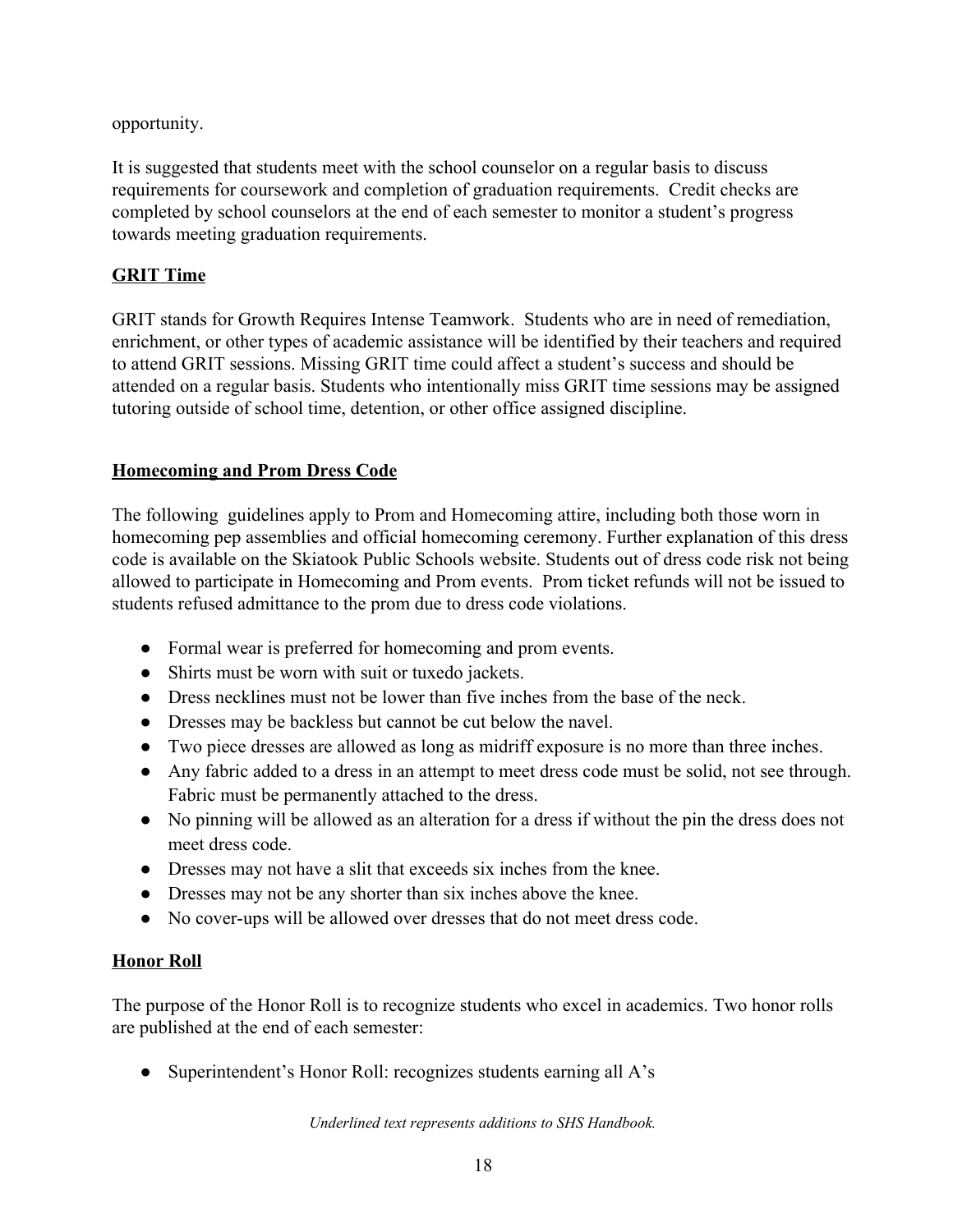opportunity.

It is suggested that students meet with the school counselor on a regular basis to discuss requirements for coursework and completion of graduation requirements. Credit checks are completed by school counselors at the end of each semester to monitor a student's progress towards meeting graduation requirements.

## GRIT Time

GRIT stands for Growth Requires Intense Teamwork. Students who are in need of remediation, enrichment, or other types of academic assistance will be identified by their teachers and required to attend GRIT sessions. Missing GRIT time could affect a student's success and should be attended on a regular basis. Students who intentionally miss GRIT time sessions may be assigned tutoring outside of school time, detention, or other office assigned discipline.

## Homecoming and Prom Dress Code

The following guidelines apply to Prom and Homecoming attire, including both those worn in homecoming pep assemblies and official homecoming ceremony. Further explanation of this dress code is available on the Skiatook Public Schools website. Students out of dress code risk not being allowed to participate in Homecoming and Prom events. Prom ticket refunds will not be issued to students refused admittance to the prom due to dress code violations.

- Formal wear is preferred for homecoming and prom events.
- Shirts must be worn with suit or tuxedo jackets.
- Dress necklines must not be lower than five inches from the base of the neck.
- Dresses may be backless but cannot be cut below the navel.
- Two piece dresses are allowed as long as midriff exposure is no more than three inches.
- Any fabric added to a dress in an attempt to meet dress code must be solid, not see through. Fabric must be permanently attached to the dress.
- No pinning will be allowed as an alteration for a dress if without the pin the dress does not meet dress code.
- Dresses may not have a slit that exceeds six inches from the knee.
- Dresses may not be any shorter than six inches above the knee.
- No cover-ups will be allowed over dresses that do not meet dress code.

## Honor Roll

The purpose of the Honor Roll is to recognize students who excel in academics. Two honor rolls are published at the end of each semester:

- Superintendent's Honor Roll: recognizes students earning all A's

*Underlined text represents additions to SHS Handbook.*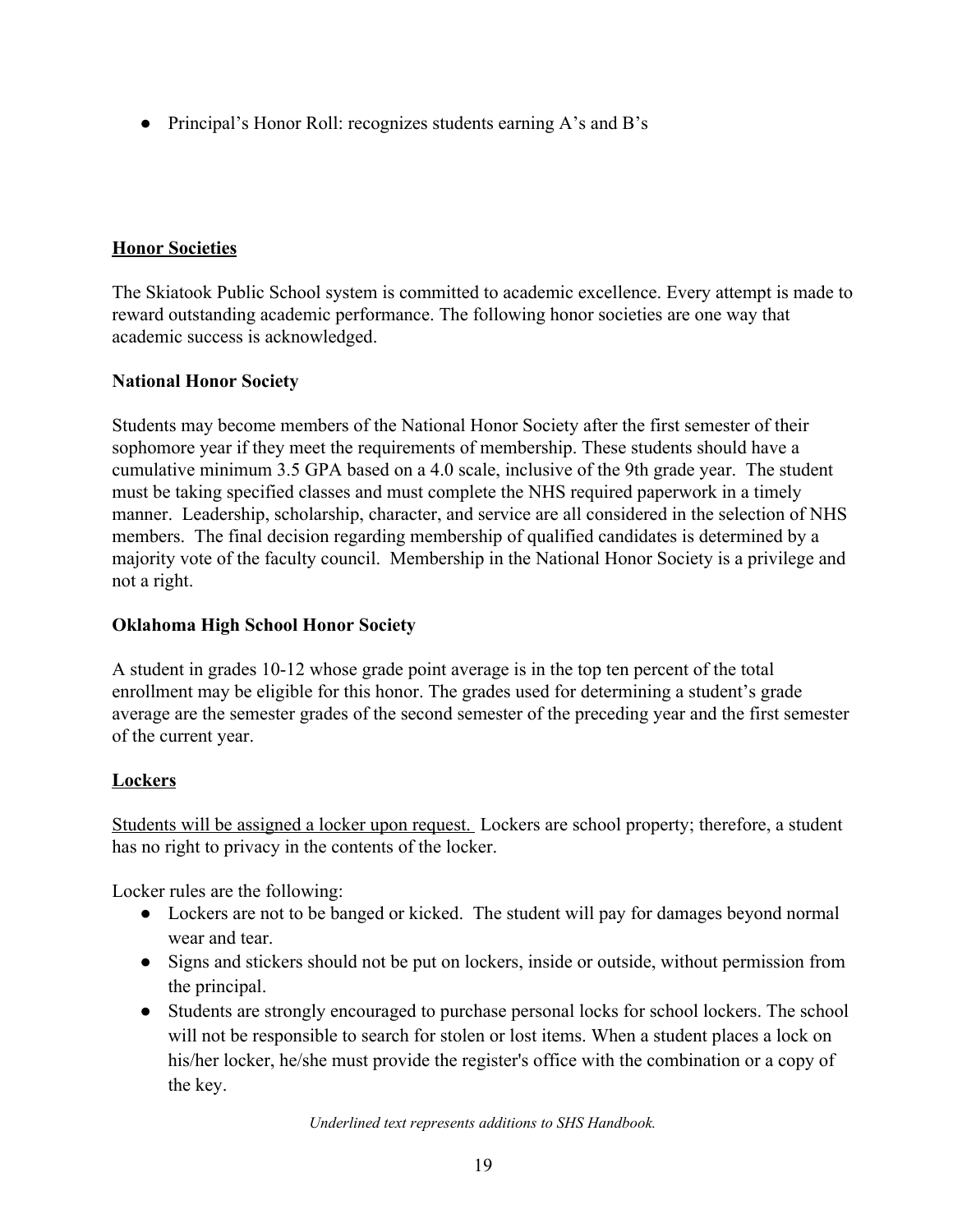- Principal's Honor Roll: recognizes students earning A's and B's

## <u>Honor Societies</u>

The Skiatook Public School system is committed to academic excellence. Every attempt is made to reward outstanding academic performance. The following honor societies are one way that academic success is acknowledged.

### National Honor Society

Students may become members of the National Honor Society after the first semester of their sophomore year if they meet the requirements of membership. These students should have a cumulative minimum 3.5 GPA based on a 4.0 scale, inclusive of the 9th grade year. The student must be taking specified classes and must complete the NHS required paperwork in a timely manner. Leadership, scholarship, character, and service are all considered in the selection of NHS members. The final decision regarding membership of qualified candidates is determined by a majority vote of the faculty council. Membership in the National Honor Society is a privilege and not a right.

### Oklahoma High School Honor Society

A student in grades 10-12 whose grade point average is in the top ten percent of the total enrollment may be eligible for this honor. The grades used for determining a student's grade average are the semester grades of the second semester of the preceding year and the first semester of the current year.

## <u>Lockers</u>

<u>Students will be assigned a locker upon request.</u> Lockers are school property; therefore, a student has no right to privacy in the contents of the locker.

Locker rules are the following:

- Lockers are not to be banged or kicked. The student will pay for damages beyond normal wear and tear.
- Signs and stickers should not be put on lockers, inside or outside, without permission from the principal.
- Students are strongly encouraged to purchase personal locks for school lockers. The school will not be responsible to search for stolen or lost items. When a student places a lock on his/her locker, he/she must provide the register's office with the combination or a copy of the key.

*Underlined text represents additions to SHS Handbook.*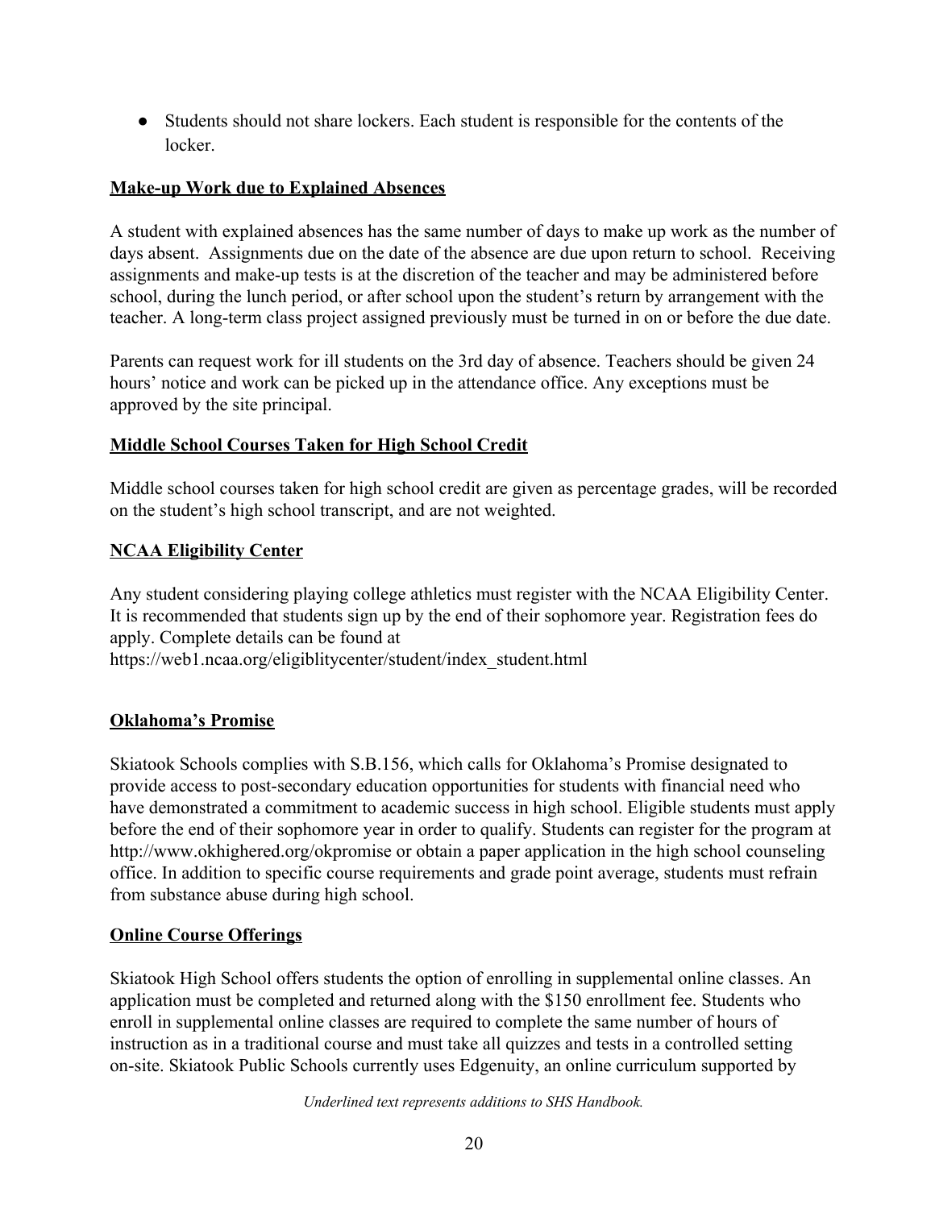- Students should not share lockers. Each student is responsible for the contents of the locker.

**Make-up Work due to Explained Absences**

A student with explained absences has the same number of days to make up work as the number of days absent. Assignments due on the date of the absence are due upon return to school. Receiving assignments and make-up tests is at the discretion of the teacher and may be administered before school, during the lunch period, or after school upon the student's return by arrangement with the teacher. A long-term class project assigned previously must be turned in on or before the due date.

Parents can request work for ill students on the 3rd day of absence. Teachers should be given 24 hours' notice and work can be picked up in the attendance office. Any exceptions must be approved by the site principal.

**Middle School Courses Taken for High School Credit**

Middle school courses taken for high school credit are given as percentage grades, will be recorded on the student's high school transcript, and are not weighted.

**NCAA Eligibility Center**

Any student considering playing college athletics must register with the NCAA Eligibility Center. It is recommended that students sign up by the end of their sophomore year. Registration fees do apply. Complete details can be found at https://web1.ncaa.org/eligiblitycenter/student/index_student.html

**Oklahoma's Promise**

Skiatook Schools complies with S.B.156, which calls for Oklahoma's Promise designated to provide access to post-secondary education opportunities for students with financial need who have demonstrated a commitment to academic success in high school. Eligible students must apply before the end of their sophomore year in order to qualify. Students can register for the program at http://www.okhighered.org/okpromise or obtain a paper application in the high school counseling office. In addition to specific course requirements and grade point average, students must refrain from substance abuse during high school.

**Online Course Offerings**

Skiatook High School offers students the option of enrolling in supplemental online classes. An application must be completed and returned along with the $150 enrollment fee. Students who enroll in supplemental online classes are required to complete the same number of hours of instruction as in a traditional course and must take all quizzes and tests in a controlled setting on-site. Skiatook Public Schools currently uses Edgenuity, an online curriculum supported by

*Underlined text represents additions to SHS Handbook.*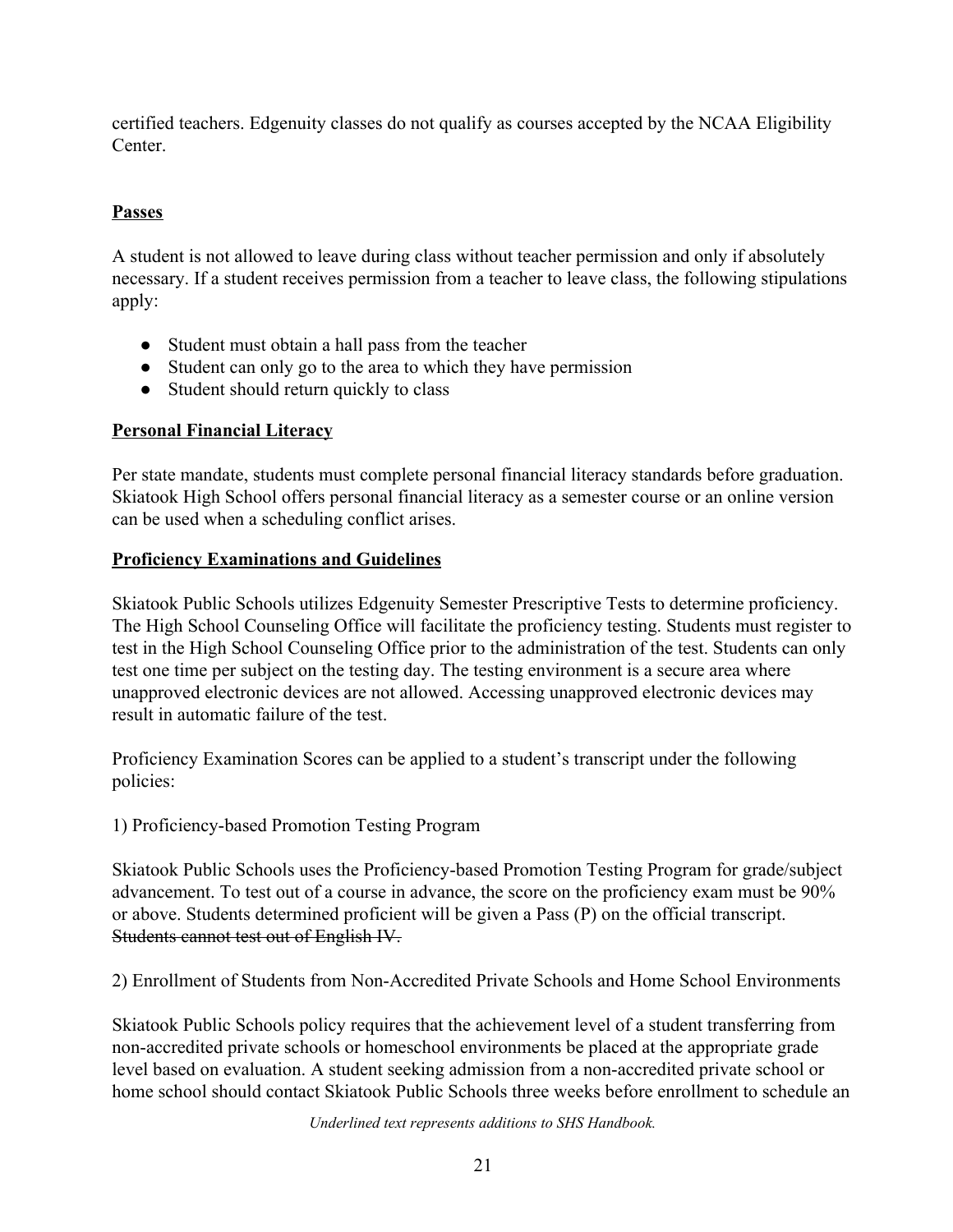certified teachers. Edgenuity classes do not qualify as courses accepted by the NCAA Eligibility Center.

## Passes

A student is not allowed to leave during class without teacher permission and only if absolutely necessary. If a student receives permission from a teacher to leave class, the following stipulations apply:

- Student must obtain a hall pass from the teacher
- Student can only go to the area to which they have permission
- Student should return quickly to class

## Personal Financial Literacy

Per state mandate, students must complete personal financial literacy standards before graduation. Skiatook High School offers personal financial literacy as a semester course or an online version can be used when a scheduling conflict arises.

## Proficiency Examinations and Guidelines

Skiatook Public Schools utilizes Edgenuity Semester Prescriptive Tests to determine proficiency. The High School Counseling Office will facilitate the proficiency testing. Students must register to test in the High School Counseling Office prior to the administration of the test. Students can only test one time per subject on the testing day. The testing environment is a secure area where unapproved electronic devices are not allowed. Accessing unapproved electronic devices may result in automatic failure of the test.

Proficiency Examination Scores can be applied to a student's transcript under the following policies:

1) Proficiency-based Promotion Testing Program

Skiatook Public Schools uses the Proficiency-based Promotion Testing Program for grade/subject advancement. To test out of a course in advance, the score on the proficiency exam must be 90% or above. Students determined proficient will be given a Pass (P) on the official transcript. ~~Students cannot test out of English IV.~~

2) Enrollment of Students from Non-Accredited Private Schools and Home School Environments

Skiatook Public Schools policy requires that the achievement level of a student transferring from non-accredited private schools or homeschool environments be placed at the appropriate grade level based on evaluation. A student seeking admission from a non-accredited private school or home school should contact Skiatook Public Schools three weeks before enrollment to schedule an

*Underlined text represents additions to SHS Handbook.*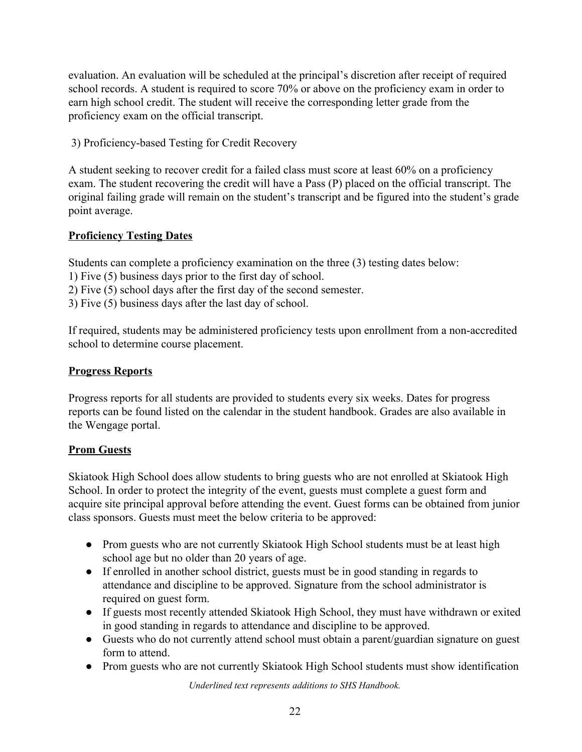evaluation. An evaluation will be scheduled at the principal's discretion after receipt of required school records. A student is required to score 70% or above on the proficiency exam in order to earn high school credit. The student will receive the corresponding letter grade from the proficiency exam on the official transcript.

3) Proficiency-based Testing for Credit Recovery

A student seeking to recover credit for a failed class must score at least 60% on a proficiency exam. The student recovering the credit will have a Pass (P) placed on the official transcript. The original failing grade will remain on the student's transcript and be figured into the student's grade point average.

## Proficiency Testing Dates

Students can complete a proficiency examination on the three (3) testing dates below:
1) Five (5) business days prior to the first day of school.
2) Five (5) school days after the first day of the second semester.
3) Five (5) business days after the last day of school.

If required, students may be administered proficiency tests upon enrollment from a non-accredited school to determine course placement.

## Progress Reports

Progress reports for all students are provided to students every six weeks. Dates for progress reports can be found listed on the calendar in the student handbook. Grades are also available in the Wengage portal.

## Prom Guests

Skiatook High School does allow students to bring guests who are not enrolled at Skiatook High School. In order to protect the integrity of the event, guests must complete a guest form and acquire site principal approval before attending the event. Guest forms can be obtained from junior class sponsors. Guests must meet the below criteria to be approved:

- Prom guests who are not currently Skiatook High School students must be at least high school age but no older than 20 years of age.
- If enrolled in another school district, guests must be in good standing in regards to attendance and discipline to be approved. Signature from the school administrator is required on guest form.
- If guests most recently attended Skiatook High School, they must have withdrawn or exited in good standing in regards to attendance and discipline to be approved.
- Guests who do not currently attend school must obtain a parent/guardian signature on guest form to attend.
- Prom guests who are not currently Skiatook High School students must show identification

*Underlined text represents additions to SHS Handbook.*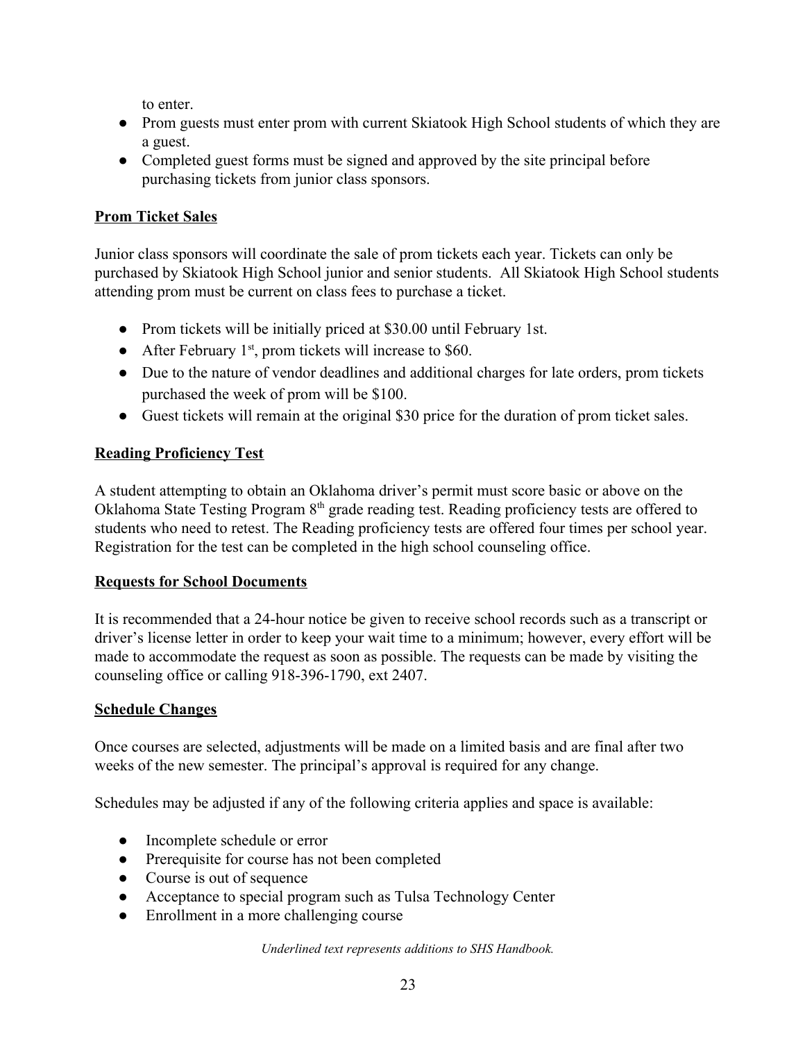to enter.

- Prom guests must enter prom with current Skiatook High School students of which they are a guest.
- Completed guest forms must be signed and approved by the site principal before purchasing tickets from junior class sponsors.

**Prom Ticket Sales**

Junior class sponsors will coordinate the sale of prom tickets each year. Tickets can only be purchased by Skiatook High School junior and senior students. All Skiatook High School students attending prom must be current on class fees to purchase a ticket.

- Prom tickets will be initially priced at $30.00 until February 1st.
- After February 1st, prom tickets will increase to $60.
- Due to the nature of vendor deadlines and additional charges for late orders, prom tickets purchased the week of prom will be $100.
- Guest tickets will remain at the original $30 price for the duration of prom ticket sales.

**Reading Proficiency Test**

A student attempting to obtain an Oklahoma driver's permit must score basic or above on the Oklahoma State Testing Program 8th grade reading test. Reading proficiency tests are offered to students who need to retest. The Reading proficiency tests are offered four times per school year. Registration for the test can be completed in the high school counseling office.

**Requests for School Documents**

It is recommended that a 24-hour notice be given to receive school records such as a transcript or driver's license letter in order to keep your wait time to a minimum; however, every effort will be made to accommodate the request as soon as possible. The requests can be made by visiting the counseling office or calling 918-396-1790, ext 2407.

**Schedule Changes**

Once courses are selected, adjustments will be made on a limited basis and are final after two weeks of the new semester. The principal's approval is required for any change.

Schedules may be adjusted if any of the following criteria applies and space is available:

- Incomplete schedule or error
- Prerequisite for course has not been completed
- Course is out of sequence
- Acceptance to special program such as Tulsa Technology Center
- Enrollment in a more challenging course

*Underlined text represents additions to SHS Handbook.*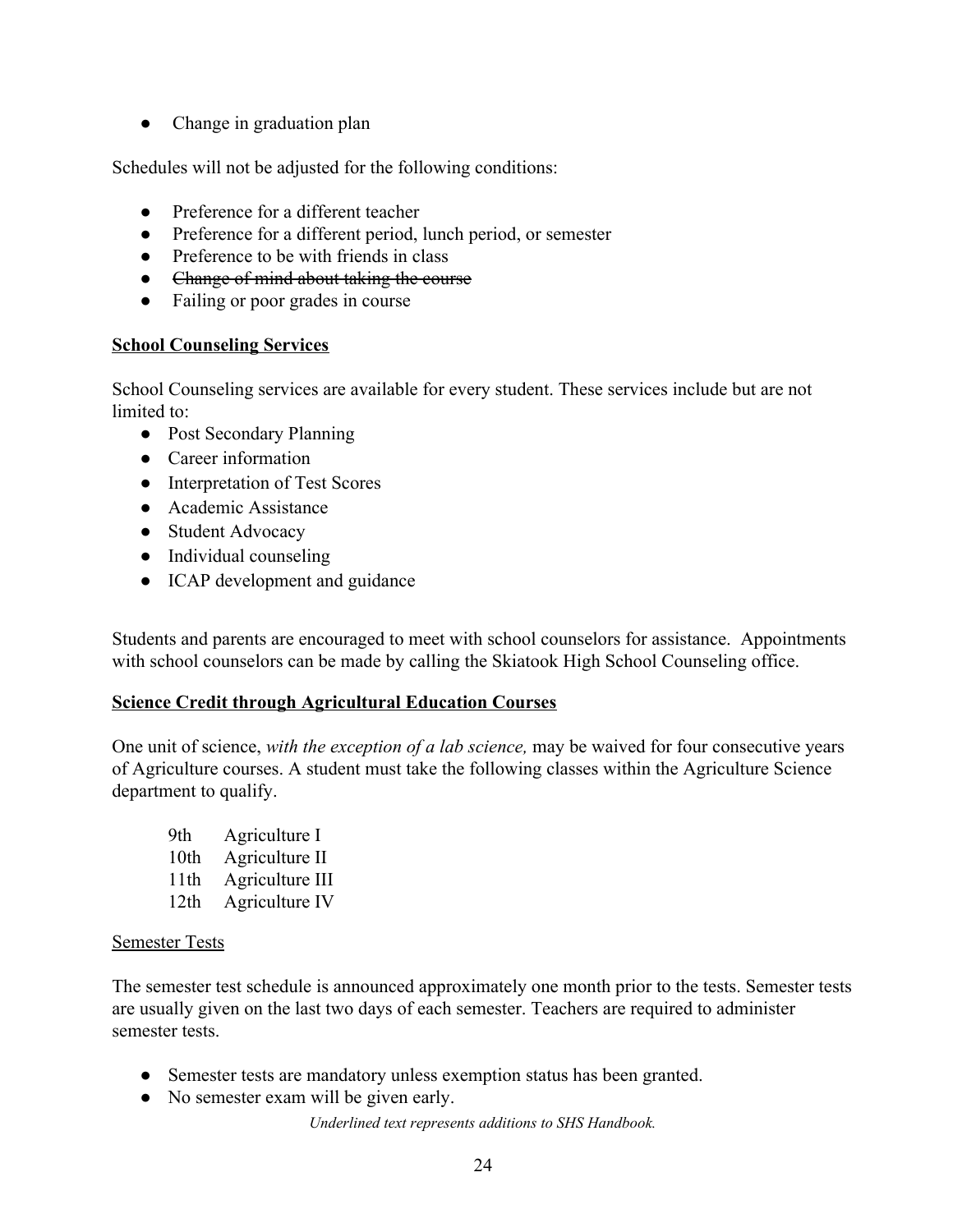- Change in graduation plan

Schedules will not be adjusted for the following conditions:

- Preference for a different teacher
- Preference for a different period, lunch period, or semester
- Preference to be with friends in class
- ~~Change of mind about taking the course~~
- Failing or poor grades in course

**<u>School Counseling Services</u>**

School Counseling services are available for every student. These services include but are not limited to:

- Post Secondary Planning
- Career information
- Interpretation of Test Scores
- Academic Assistance
- Student Advocacy
- Individual counseling
- ICAP development and guidance

Students and parents are encouraged to meet with school counselors for assistance. Appointments with school counselors can be made by calling the Skiatook High School Counseling office.

**<u>Science Credit through Agricultural Education Courses</u>**

One unit of science, *with the exception of a lab science,* may be waived for four consecutive years of Agriculture courses. A student must take the following classes within the Agriculture Science department to qualify.

| | |
|---|---|
| 9th | Agriculture I |
| 10th | Agriculture II |
| 11th | Agriculture III |
| 12th | Agriculture IV |

<u>Semester Tests</u>

The semester test schedule is announced approximately one month prior to the tests. Semester tests are usually given on the last two days of each semester. Teachers are required to administer semester tests.

- Semester tests are mandatory unless exemption status has been granted.
- No semester exam will be given early.

*Underlined text represents additions to SHS Handbook.*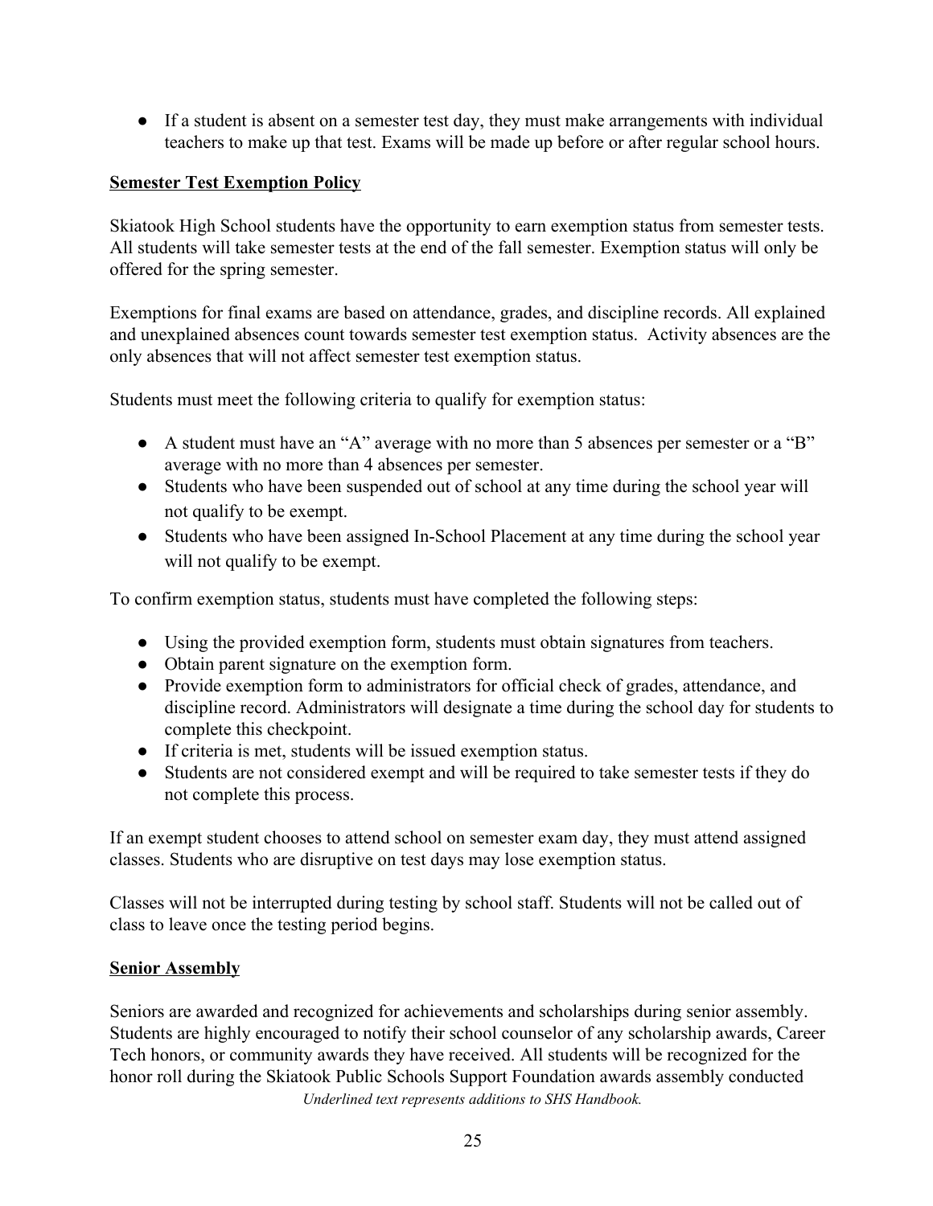- If a student is absent on a semester test day, they must make arrangements with individual teachers to make up that test. Exams will be made up before or after regular school hours.

<u>**Semester Test Exemption Policy**</u>

Skiatook High School students have the opportunity to earn exemption status from semester tests. All students will take semester tests at the end of the fall semester. Exemption status will only be offered for the spring semester.

Exemptions for final exams are based on attendance, grades, and discipline records. All explained and unexplained absences count towards semester test exemption status. Activity absences are the only absences that will not affect semester test exemption status.

Students must meet the following criteria to qualify for exemption status:

- A student must have an "A" average with no more than 5 absences per semester or a "B" average with no more than 4 absences per semester.
- Students who have been suspended out of school at any time during the school year will not qualify to be exempt.
- Students who have been assigned In-School Placement at any time during the school year will not qualify to be exempt.

To confirm exemption status, students must have completed the following steps:

- Using the provided exemption form, students must obtain signatures from teachers.
- Obtain parent signature on the exemption form.
- Provide exemption form to administrators for official check of grades, attendance, and discipline record. Administrators will designate a time during the school day for students to complete this checkpoint.
- If criteria is met, students will be issued exemption status.
- Students are not considered exempt and will be required to take semester tests if they do not complete this process.

If an exempt student chooses to attend school on semester exam day, they must attend assigned classes. Students who are disruptive on test days may lose exemption status.

Classes will not be interrupted during testing by school staff. Students will not be called out of class to leave once the testing period begins.

<u>**Senior Assembly**</u>

Seniors are awarded and recognized for achievements and scholarships during senior assembly. Students are highly encouraged to notify their school counselor of any scholarship awards, Career Tech honors, or community awards they have received. All students will be recognized for the honor roll during the Skiatook Public Schools Support Foundation awards assembly conducted

*Underlined text represents additions to SHS Handbook.*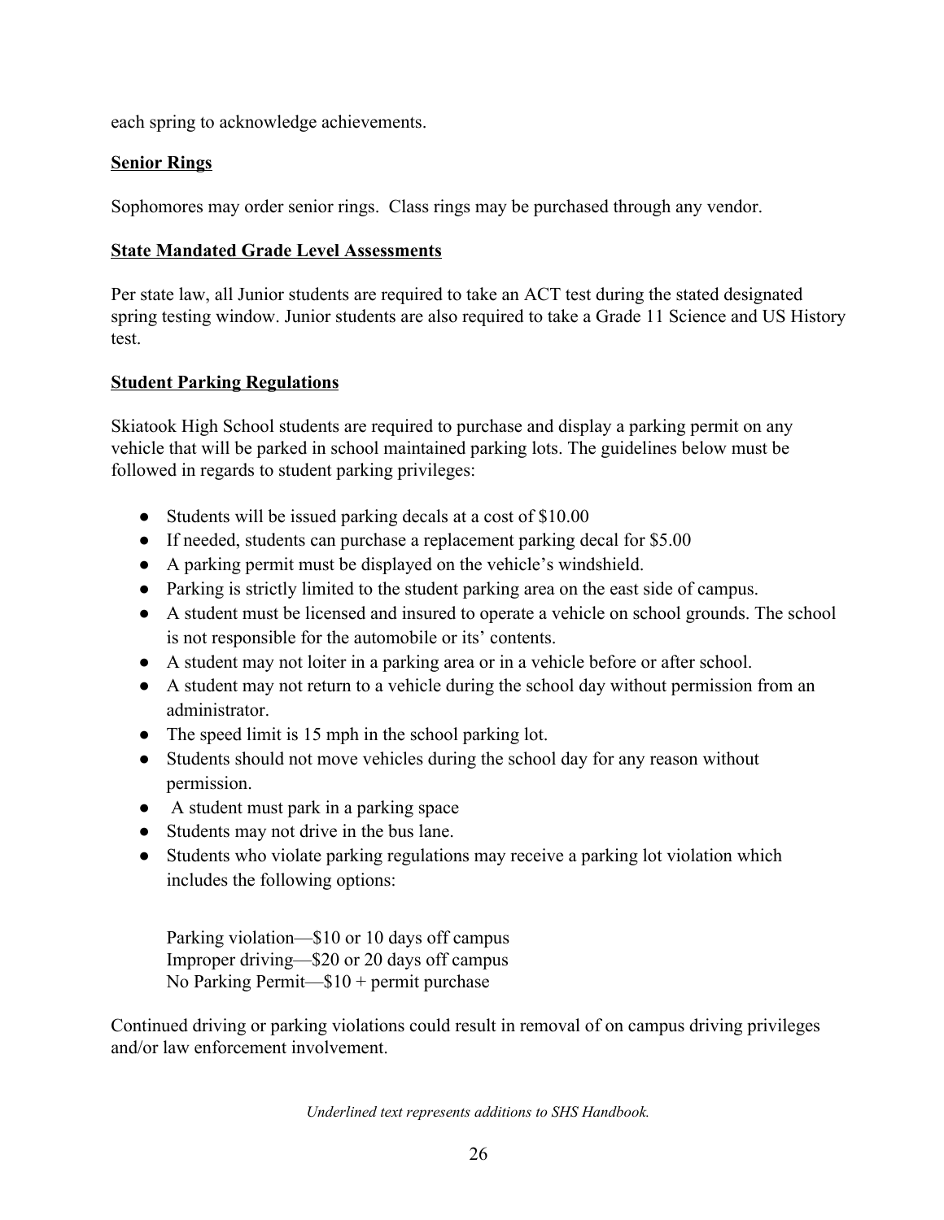each spring to acknowledge achievements.

## Senior Rings

Sophomores may order senior rings. Class rings may be purchased through any vendor.

## State Mandated Grade Level Assessments

Per state law, all Junior students are required to take an ACT test during the stated designated spring testing window. Junior students are also required to take a Grade 11 Science and US History test.

## Student Parking Regulations

Skiatook High School students are required to purchase and display a parking permit on any vehicle that will be parked in school maintained parking lots. The guidelines below must be followed in regards to student parking privileges:

- Students will be issued parking decals at a cost of $10.00
- If needed, students can purchase a replacement parking decal for $5.00
- A parking permit must be displayed on the vehicle's windshield.
- Parking is strictly limited to the student parking area on the east side of campus.
- A student must be licensed and insured to operate a vehicle on school grounds. The school is not responsible for the automobile or its' contents.
- A student may not loiter in a parking area or in a vehicle before or after school.
- A student may not return to a vehicle during the school day without permission from an administrator.
- The speed limit is 15 mph in the school parking lot.
- Students should not move vehicles during the school day for any reason without permission.
- A student must park in a parking space
- Students may not drive in the bus lane.
- Students who violate parking regulations may receive a parking lot violation which includes the following options:

  Parking violation—$10 or 10 days off campus
  Improper driving—$20 or 20 days off campus
  No Parking Permit—$10 + permit purchase

Continued driving or parking violations could result in removal of on campus driving privileges and/or law enforcement involvement.

*Underlined text represents additions to SHS Handbook.*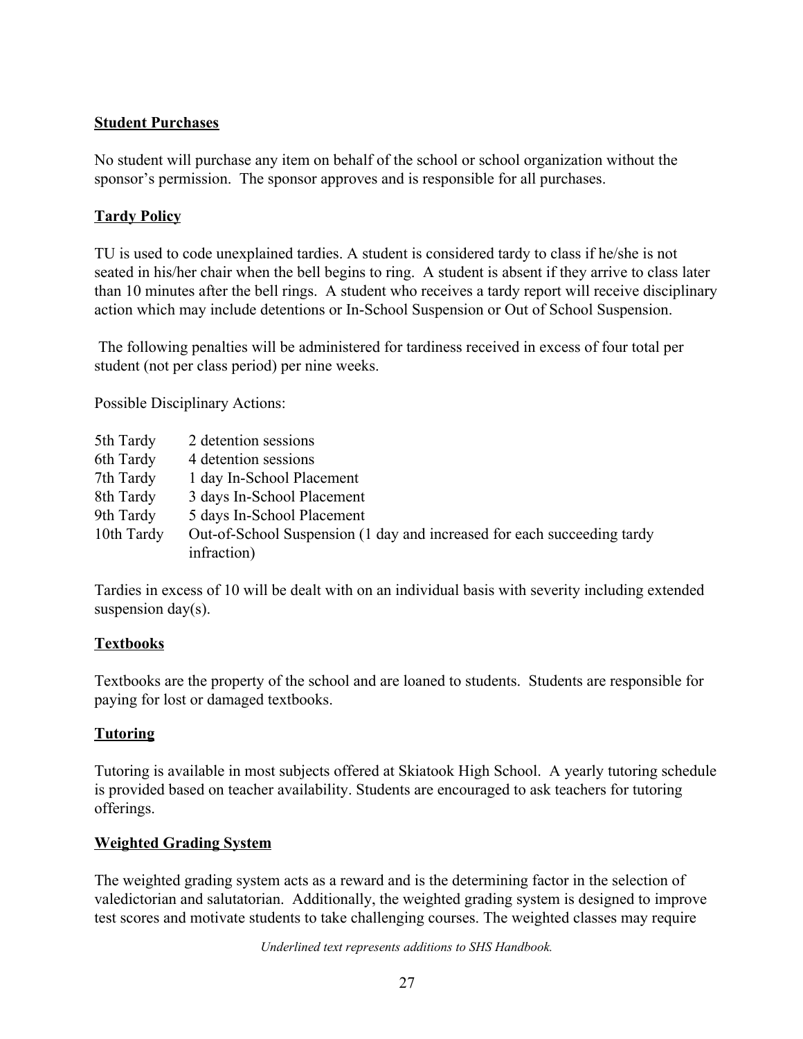## Student Purchases

No student will purchase any item on behalf of the school or school organization without the sponsor's permission. The sponsor approves and is responsible for all purchases.

## Tardy Policy

TU is used to code unexplained tardies. A student is considered tardy to class if he/she is not seated in his/her chair when the bell begins to ring. A student is absent if they arrive to class later than 10 minutes after the bell rings. A student who receives a tardy report will receive disciplinary action which may include detentions or In-School Suspension or Out of School Suspension.

The following penalties will be administered for tardiness received in excess of four total per student (not per class period) per nine weeks.

Possible Disciplinary Actions:

| | |
|---|---|
| 5th Tardy | 2 detention sessions |
| 6th Tardy | 4 detention sessions |
| 7th Tardy | 1 day In-School Placement |
| 8th Tardy | 3 days In-School Placement |
| 9th Tardy | 5 days In-School Placement |
| 10th Tardy | Out-of-School Suspension (1 day and increased for each succeeding tardy infraction) |

Tardies in excess of 10 will be dealt with on an individual basis with severity including extended suspension day(s).

## Textbooks

Textbooks are the property of the school and are loaned to students. Students are responsible for paying for lost or damaged textbooks.

## Tutoring

Tutoring is available in most subjects offered at Skiatook High School. A yearly tutoring schedule is provided based on teacher availability. Students are encouraged to ask teachers for tutoring offerings.

## Weighted Grading System

The weighted grading system acts as a reward and is the determining factor in the selection of valedictorian and salutatorian. Additionally, the weighted grading system is designed to improve test scores and motivate students to take challenging courses. The weighted classes may require

*Underlined text represents additions to SHS Handbook.*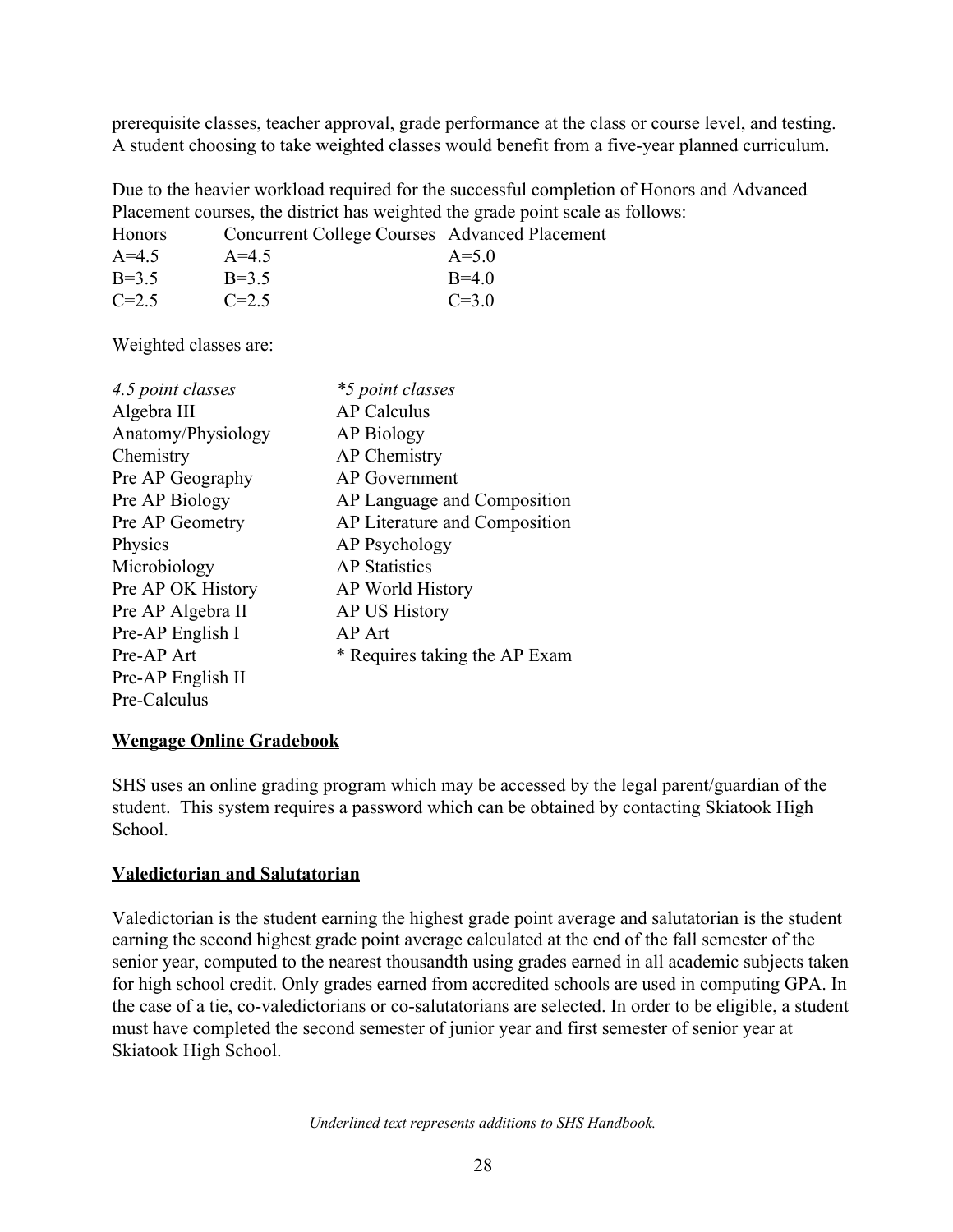prerequisite classes, teacher approval, grade performance at the class or course level, and testing. A student choosing to take weighted classes would benefit from a five-year planned curriculum.

Due to the heavier workload required for the successful completion of Honors and Advanced Placement courses, the district has weighted the grade point scale as follows:

| Honors | Concurrent College Courses | Advanced Placement |
|---|---|---|
| A=4.5 | A=4.5 | A=5.0 |
| B=3.5 | B=3.5 | B=4.0 |
| C=2.5 | C=2.5 | C=3.0 |

Weighted classes are:

| *4.5 point classes* | *\*5 point classes* |
|---|---|
| Algebra III | AP Calculus |
| Anatomy/Physiology | AP Biology |
| Chemistry | AP Chemistry |
| Pre AP Geography | AP Government |
| Pre AP Biology | AP Language and Composition |
| Pre AP Geometry | AP Literature and Composition |
| Physics | AP Psychology |
| Microbiology | AP Statistics |
| Pre AP OK History | AP World History |
| Pre AP Algebra II | AP US History |
| Pre-AP English I | AP Art |
| Pre-AP Art | * Requires taking the AP Exam |
| Pre-AP English II | |
| Pre-Calculus | |

## <u>Wengage Online Gradebook</u>

SHS uses an online grading program which may be accessed by the legal parent/guardian of the student. This system requires a password which can be obtained by contacting Skiatook High School.

## <u>Valedictorian and Salutatorian</u>

Valedictorian is the student earning the highest grade point average and salutatorian is the student earning the second highest grade point average calculated at the end of the fall semester of the senior year, computed to the nearest thousandth using grades earned in all academic subjects taken for high school credit. Only grades earned from accredited schools are used in computing GPA. In the case of a tie, co-valedictorians or co-salutatorians are selected. In order to be eligible, a student must have completed the second semester of junior year and first semester of senior year at Skiatook High School.

*Underlined text represents additions to SHS Handbook.*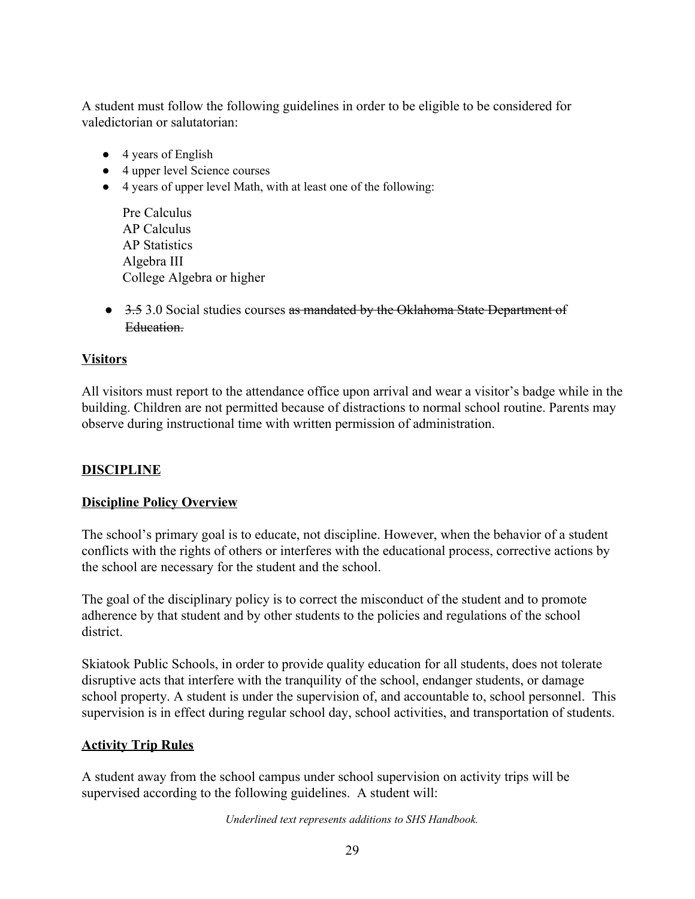A student must follow the following guidelines in order to be eligible to be considered for valedictorian or salutatorian:

- 4 years of English
- 4 upper level Science courses
- 4 years of upper level Math, with at least one of the following:

  Pre Calculus
  AP Calculus
  AP Statistics
  Algebra III
  College Algebra or higher

- ~~3.5~~ 3.0 Social studies courses ~~as mandated by the Oklahoma State Department of Education.~~

## Visitors

All visitors must report to the attendance office upon arrival and wear a visitor's badge while in the building. Children are not permitted because of distractions to normal school routine. Parents may observe during instructional time with written permission of administration.

# DISCIPLINE

## Discipline Policy Overview

The school's primary goal is to educate, not discipline. However, when the behavior of a student conflicts with the rights of others or interferes with the educational process, corrective actions by the school are necessary for the student and the school.

The goal of the disciplinary policy is to correct the misconduct of the student and to promote adherence by that student and by other students to the policies and regulations of the school district.

Skiatook Public Schools, in order to provide quality education for all students, does not tolerate disruptive acts that interfere with the tranquility of the school, endanger students, or damage school property. A student is under the supervision of, and accountable to, school personnel. This supervision is in effect during regular school day, school activities, and transportation of students.

## Activity Trip Rules

A student away from the school campus under school supervision on activity trips will be supervised according to the following guidelines. A student will:

*Underlined text represents additions to SHS Handbook.*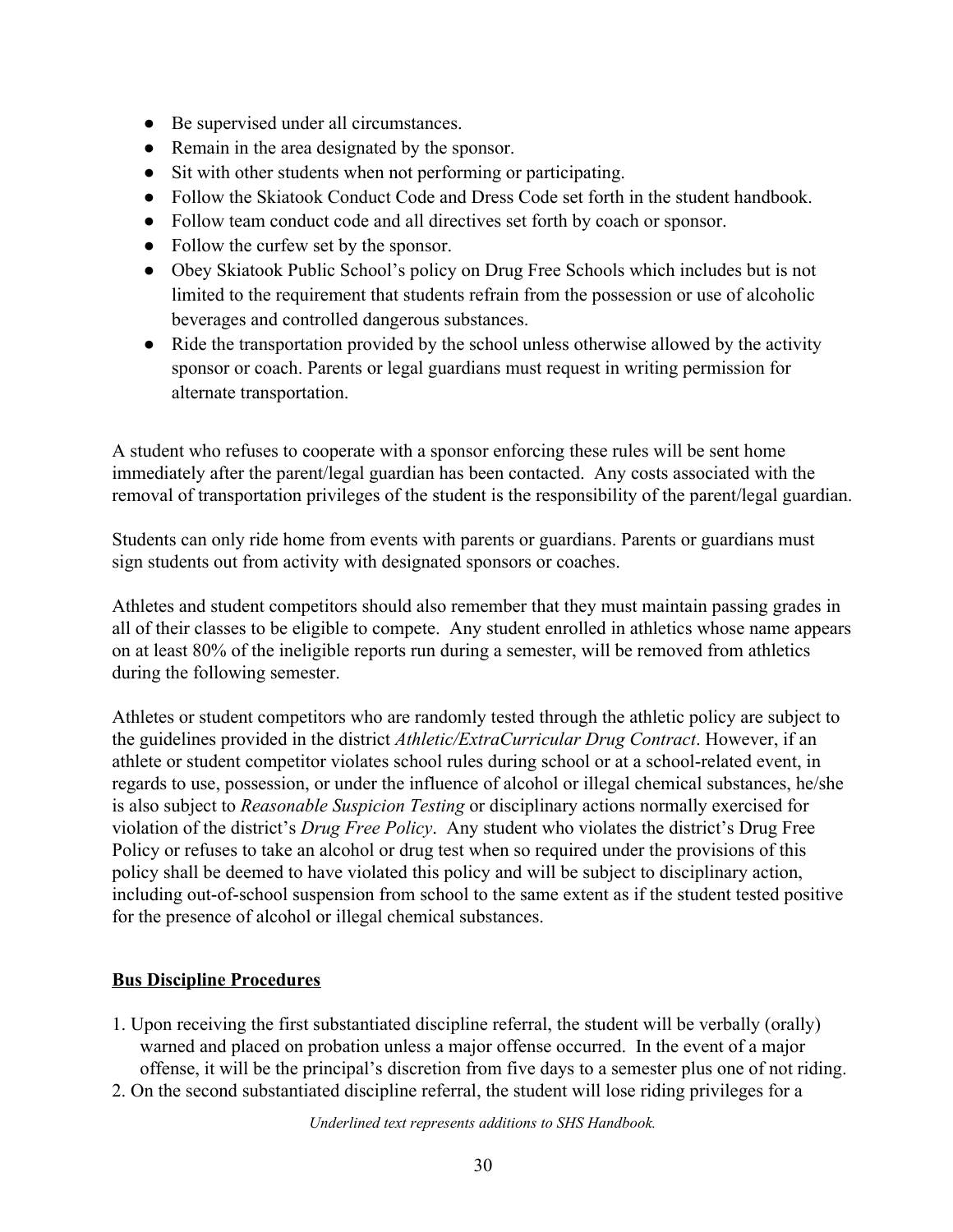- Be supervised under all circumstances.
- Remain in the area designated by the sponsor.
- Sit with other students when not performing or participating.
- Follow the Skiatook Conduct Code and Dress Code set forth in the student handbook.
- Follow team conduct code and all directives set forth by coach or sponsor.
- Follow the curfew set by the sponsor.
- Obey Skiatook Public School's policy on Drug Free Schools which includes but is not limited to the requirement that students refrain from the possession or use of alcoholic beverages and controlled dangerous substances.
- Ride the transportation provided by the school unless otherwise allowed by the activity sponsor or coach. Parents or legal guardians must request in writing permission for alternate transportation.

A student who refuses to cooperate with a sponsor enforcing these rules will be sent home immediately after the parent/legal guardian has been contacted. Any costs associated with the removal of transportation privileges of the student is the responsibility of the parent/legal guardian.

Students can only ride home from events with parents or guardians. Parents or guardians must sign students out from activity with designated sponsors or coaches.

Athletes and student competitors should also remember that they must maintain passing grades in all of their classes to be eligible to compete. Any student enrolled in athletics whose name appears on at least 80% of the ineligible reports run during a semester, will be removed from athletics during the following semester.

Athletes or student competitors who are randomly tested through the athletic policy are subject to the guidelines provided in the district *Athletic/ExtraCurricular Drug Contract*. However, if an athlete or student competitor violates school rules during school or at a school-related event, in regards to use, possession, or under the influence of alcohol or illegal chemical substances, he/she is also subject to *Reasonable Suspicion Testing* or disciplinary actions normally exercised for violation of the district's *Drug Free Policy*. Any student who violates the district's Drug Free Policy or refuses to take an alcohol or drug test when so required under the provisions of this policy shall be deemed to have violated this policy and will be subject to disciplinary action, including out-of-school suspension from school to the same extent as if the student tested positive for the presence of alcohol or illegal chemical substances.

## Bus Discipline Procedures

1. Upon receiving the first substantiated discipline referral, the student will be verbally (orally) warned and placed on probation unless a major offense occurred. In the event of a major offense, it will be the principal's discretion from five days to a semester plus one of not riding.
2. On the second substantiated discipline referral, the student will lose riding privileges for a

*Underlined text represents additions to SHS Handbook.*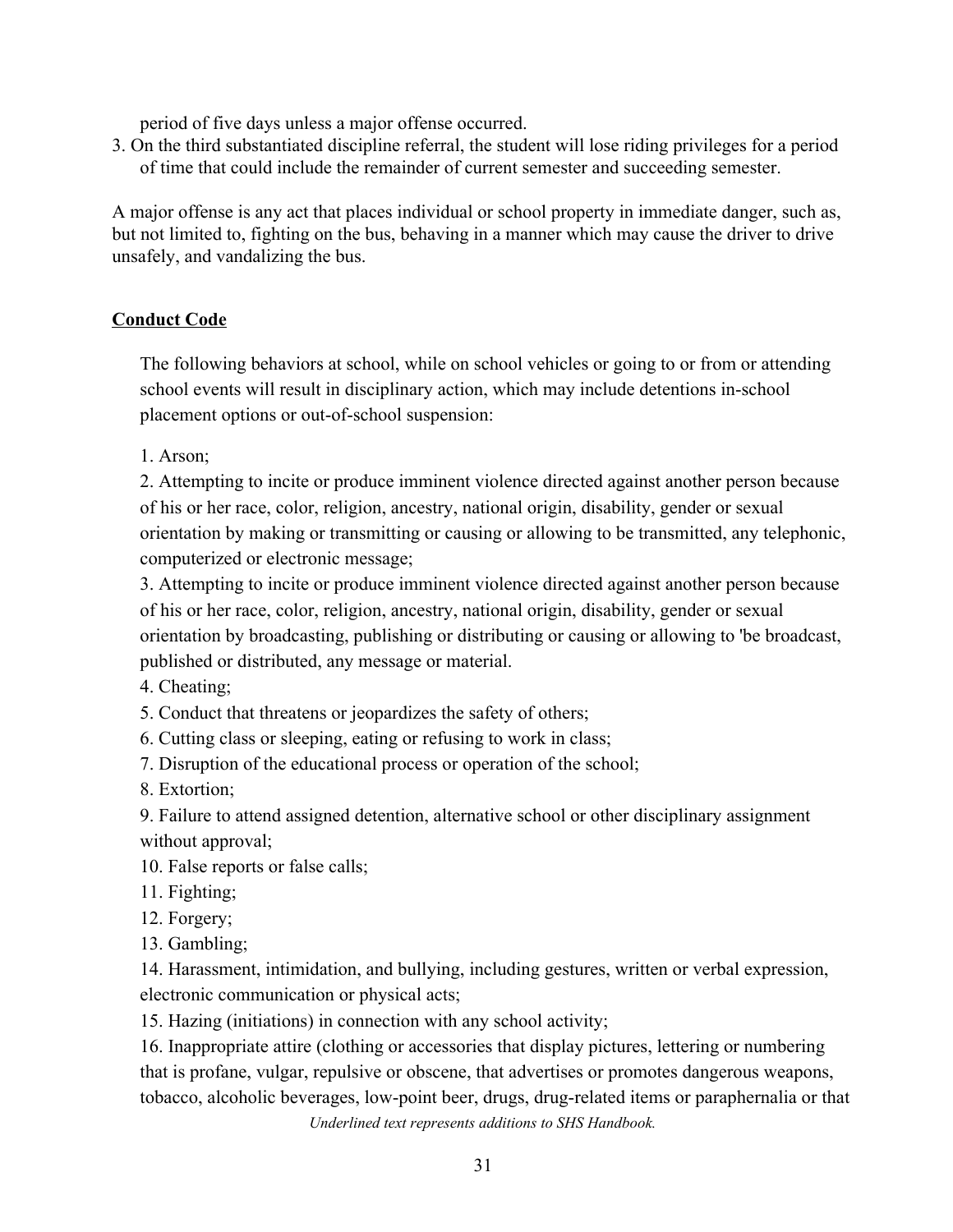period of five days unless a major offense occurred.

3. On the third substantiated discipline referral, the student will lose riding privileges for a period of time that could include the remainder of current semester and succeeding semester.

A major offense is any act that places individual or school property in immediate danger, such as, but not limited to, fighting on the bus, behaving in a manner which may cause the driver to drive unsafely, and vandalizing the bus.

## Conduct Code

The following behaviors at school, while on school vehicles or going to or from or attending school events will result in disciplinary action, which may include detentions in-school placement options or out-of-school suspension:

1. Arson;
2. Attempting to incite or produce imminent violence directed against another person because of his or her race, color, religion, ancestry, national origin, disability, gender or sexual orientation by making or transmitting or causing or allowing to be transmitted, any telephonic, computerized or electronic message;
3. Attempting to incite or produce imminent violence directed against another person because of his or her race, color, religion, ancestry, national origin, disability, gender or sexual orientation by broadcasting, publishing or distributing or causing or allowing to 'be broadcast, published or distributed, any message or material.
4. Cheating;
5. Conduct that threatens or jeopardizes the safety of others;
6. Cutting class or sleeping, eating or refusing to work in class;
7. Disruption of the educational process or operation of the school;
8. Extortion;
9. Failure to attend assigned detention, alternative school or other disciplinary assignment without approval;
10. False reports or false calls;
11. Fighting;
12. Forgery;
13. Gambling;
14. Harassment, intimidation, and bullying, including gestures, written or verbal expression, electronic communication or physical acts;
15. Hazing (initiations) in connection with any school activity;
16. Inappropriate attire (clothing or accessories that display pictures, lettering or numbering that is profane, vulgar, repulsive or obscene, that advertises or promotes dangerous weapons, tobacco, alcoholic beverages, low-point beer, drugs, drug-related items or paraphernalia or that

*Underlined text represents additions to SHS Handbook.*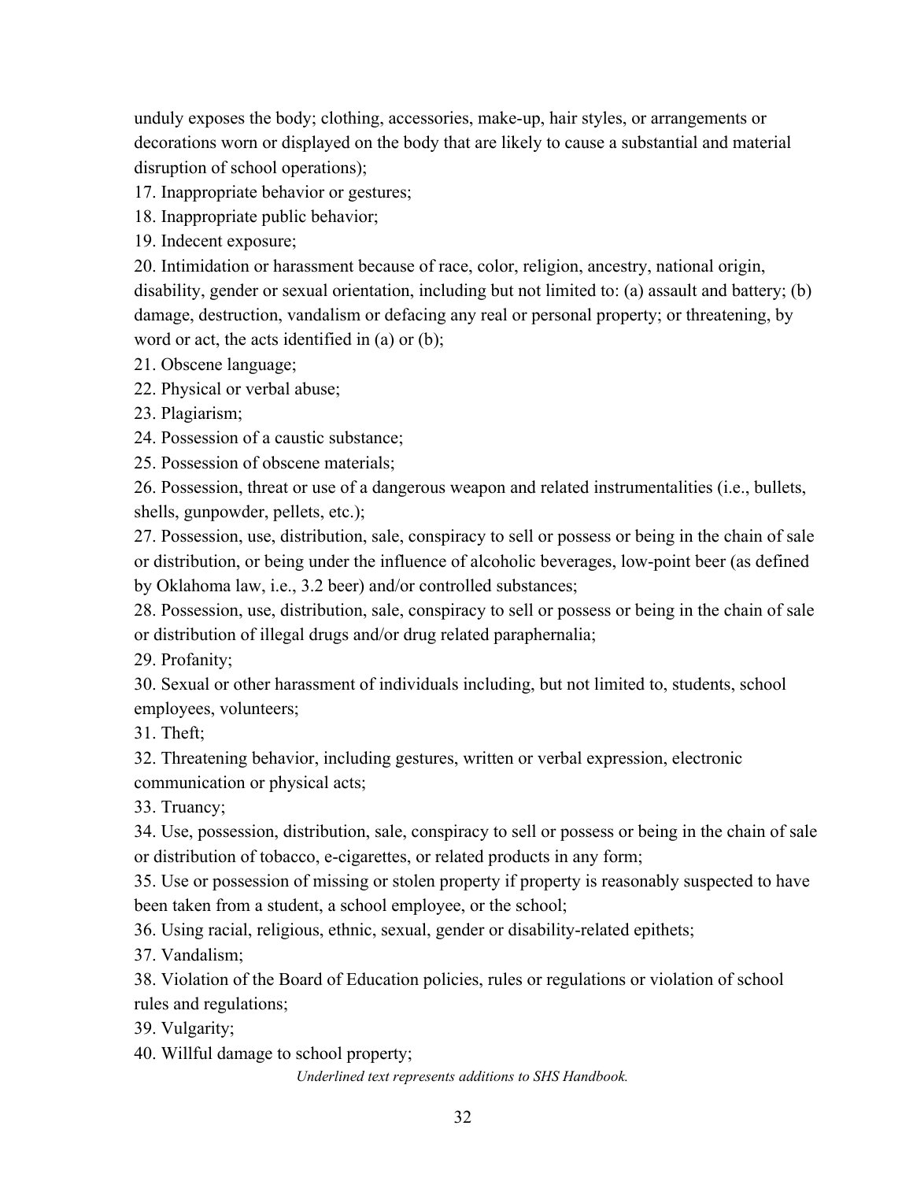unduly exposes the body; clothing, accessories, make-up, hair styles, or arrangements or decorations worn or displayed on the body that are likely to cause a substantial and material disruption of school operations);

17. Inappropriate behavior or gestures;
18. Inappropriate public behavior;
19. Indecent exposure;
20. Intimidation or harassment because of race, color, religion, ancestry, national origin, disability, gender or sexual orientation, including but not limited to: (a) assault and battery; (b) damage, destruction, vandalism or defacing any real or personal property; or threatening, by word or act, the acts identified in (a) or (b);
21. Obscene language;
22. Physical or verbal abuse;
23. Plagiarism;
24. Possession of a caustic substance;
25. Possession of obscene materials;
26. Possession, threat or use of a dangerous weapon and related instrumentalities (i.e., bullets, shells, gunpowder, pellets, etc.);
27. Possession, use, distribution, sale, conspiracy to sell or possess or being in the chain of sale or distribution, or being under the influence of alcoholic beverages, low-point beer (as defined by Oklahoma law, i.e., 3.2 beer) and/or controlled substances;
28. Possession, use, distribution, sale, conspiracy to sell or possess or being in the chain of sale or distribution of illegal drugs and/or drug related paraphernalia;
29. Profanity;
30. Sexual or other harassment of individuals including, but not limited to, students, school employees, volunteers;
31. Theft;
32. Threatening behavior, including gestures, written or verbal expression, electronic communication or physical acts;
33. Truancy;
34. Use, possession, distribution, sale, conspiracy to sell or possess or being in the chain of sale or distribution of tobacco, e-cigarettes, or related products in any form;
35. Use or possession of missing or stolen property if property is reasonably suspected to have been taken from a student, a school employee, or the school;
36. Using racial, religious, ethnic, sexual, gender or disability-related epithets;
37. Vandalism;
38. Violation of the Board of Education policies, rules or regulations or violation of school rules and regulations;
39. Vulgarity;
40. Willful damage to school property;

*Underlined text represents additions to SHS Handbook.*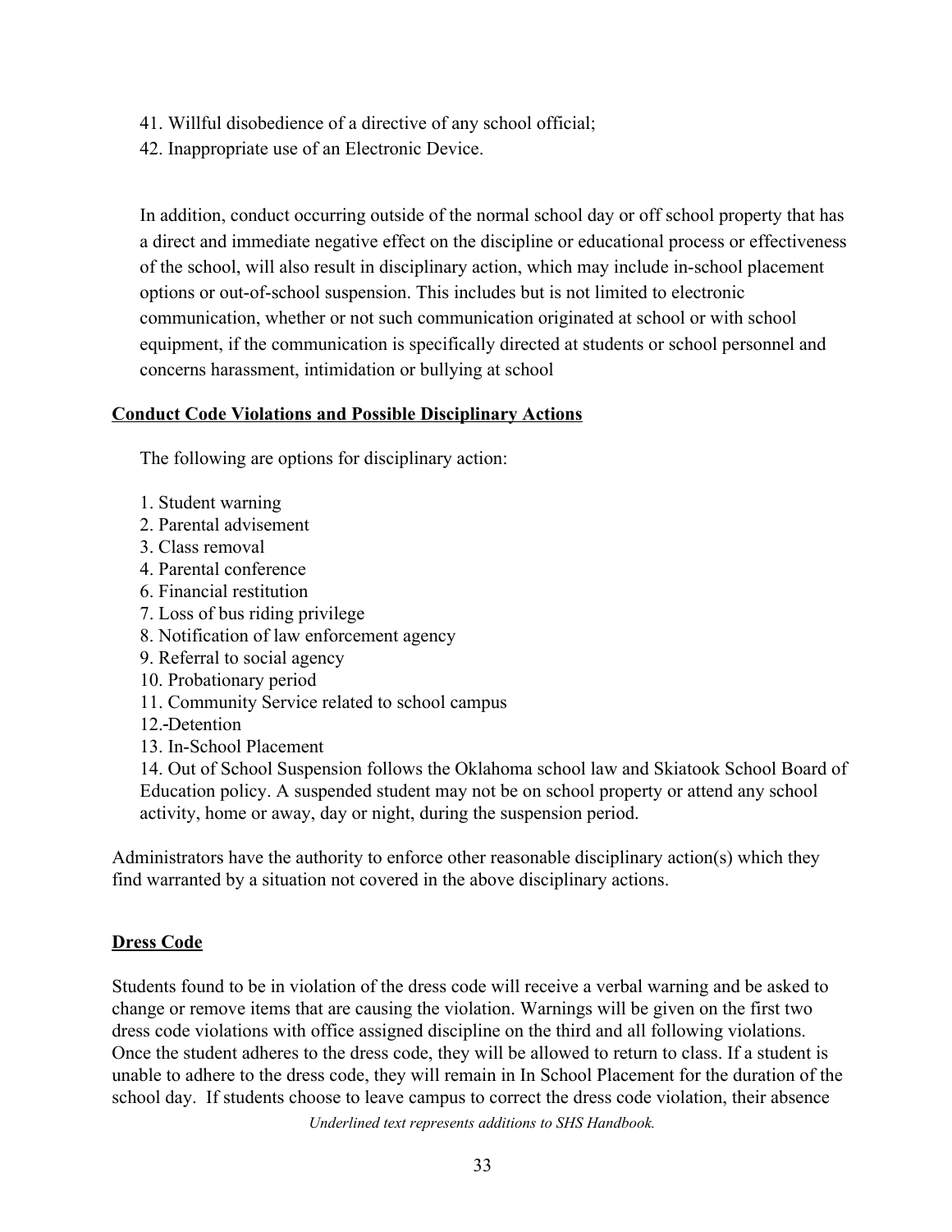41. Willful disobedience of a directive of any school official;
42. Inappropriate use of an Electronic Device.

In addition, conduct occurring outside of the normal school day or off school property that has a direct and immediate negative effect on the discipline or educational process or effectiveness of the school, will also result in disciplinary action, which may include in-school placement options or out-of-school suspension. This includes but is not limited to electronic communication, whether or not such communication originated at school or with school equipment, if the communication is specifically directed at students or school personnel and concerns harassment, intimidation or bullying at school

**Conduct Code Violations and Possible Disciplinary Actions**

The following are options for disciplinary action:

1. Student warning
2. Parental advisement
3. Class removal
4. Parental conference
6. Financial restitution
7. Loss of bus riding privilege
8. Notification of law enforcement agency
9. Referral to social agency
10. Probationary period
11. Community Service related to school campus
12. Detention
13. In-School Placement
14. Out of School Suspension follows the Oklahoma school law and Skiatook School Board of Education policy. A suspended student may not be on school property or attend any school activity, home or away, day or night, during the suspension period.

Administrators have the authority to enforce other reasonable disciplinary action(s) which they find warranted by a situation not covered in the above disciplinary actions.

**Dress Code**

Students found to be in violation of the dress code will receive a verbal warning and be asked to change or remove items that are causing the violation. Warnings will be given on the first two dress code violations with office assigned discipline on the third and all following violations. Once the student adheres to the dress code, they will be allowed to return to class. If a student is unable to adhere to the dress code, they will remain in In School Placement for the duration of the school day. If students choose to leave campus to correct the dress code violation, their absence

*Underlined text represents additions to SHS Handbook.*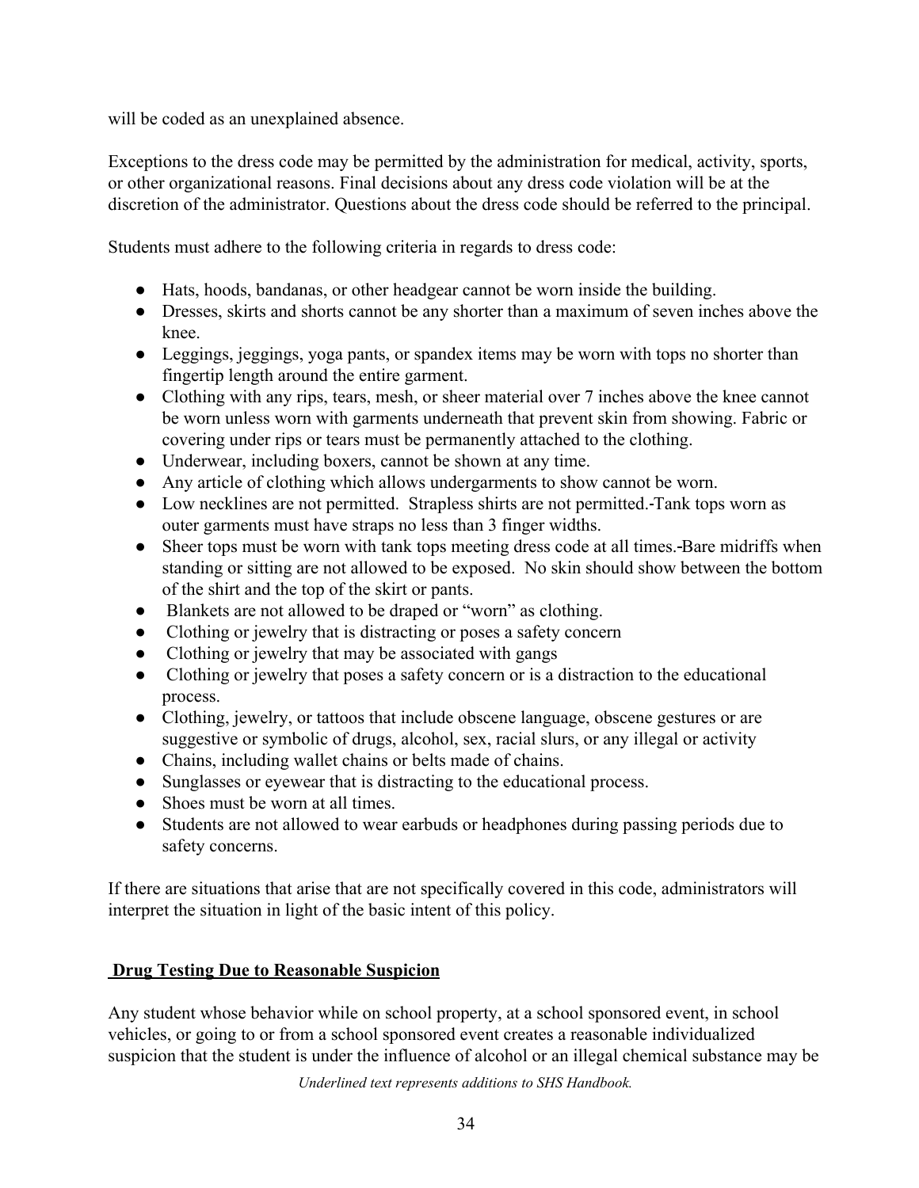will be coded as an unexplained absence.

Exceptions to the dress code may be permitted by the administration for medical, activity, sports, or other organizational reasons. Final decisions about any dress code violation will be at the discretion of the administrator. Questions about the dress code should be referred to the principal.

Students must adhere to the following criteria in regards to dress code:

- Hats, hoods, bandanas, or other headgear cannot be worn inside the building.
- Dresses, skirts and shorts cannot be any shorter than a maximum of seven inches above the knee.
- Leggings, jeggings, yoga pants, or spandex items may be worn with tops no shorter than fingertip length around the entire garment.
- Clothing with any rips, tears, mesh, or sheer material over 7 inches above the knee cannot be worn unless worn with garments underneath that prevent skin from showing. Fabric or covering under rips or tears must be permanently attached to the clothing.
- Underwear, including boxers, cannot be shown at any time.
- Any article of clothing which allows undergarments to show cannot be worn.
- Low necklines are not permitted. Strapless shirts are not permitted.-Tank tops worn as outer garments must have straps no less than 3 finger widths.
- Sheer tops must be worn with tank tops meeting dress code at all times.-Bare midriffs when standing or sitting are not allowed to be exposed. No skin should show between the bottom of the shirt and the top of the skirt or pants.
- Blankets are not allowed to be draped or "worn" as clothing.
- Clothing or jewelry that is distracting or poses a safety concern
- Clothing or jewelry that may be associated with gangs
- Clothing or jewelry that poses a safety concern or is a distraction to the educational process.
- Clothing, jewelry, or tattoos that include obscene language, obscene gestures or are suggestive or symbolic of drugs, alcohol, sex, racial slurs, or any illegal or activity
- Chains, including wallet chains or belts made of chains.
- Sunglasses or eyewear that is distracting to the educational process.
- Shoes must be worn at all times.
- Students are not allowed to wear earbuds or headphones during passing periods due to safety concerns.

If there are situations that arise that are not specifically covered in this code, administrators will interpret the situation in light of the basic intent of this policy.

## Drug Testing Due to Reasonable Suspicion

Any student whose behavior while on school property, at a school sponsored event, in school vehicles, or going to or from a school sponsored event creates a reasonable individualized suspicion that the student is under the influence of alcohol or an illegal chemical substance may be

*Underlined text represents additions to SHS Handbook.*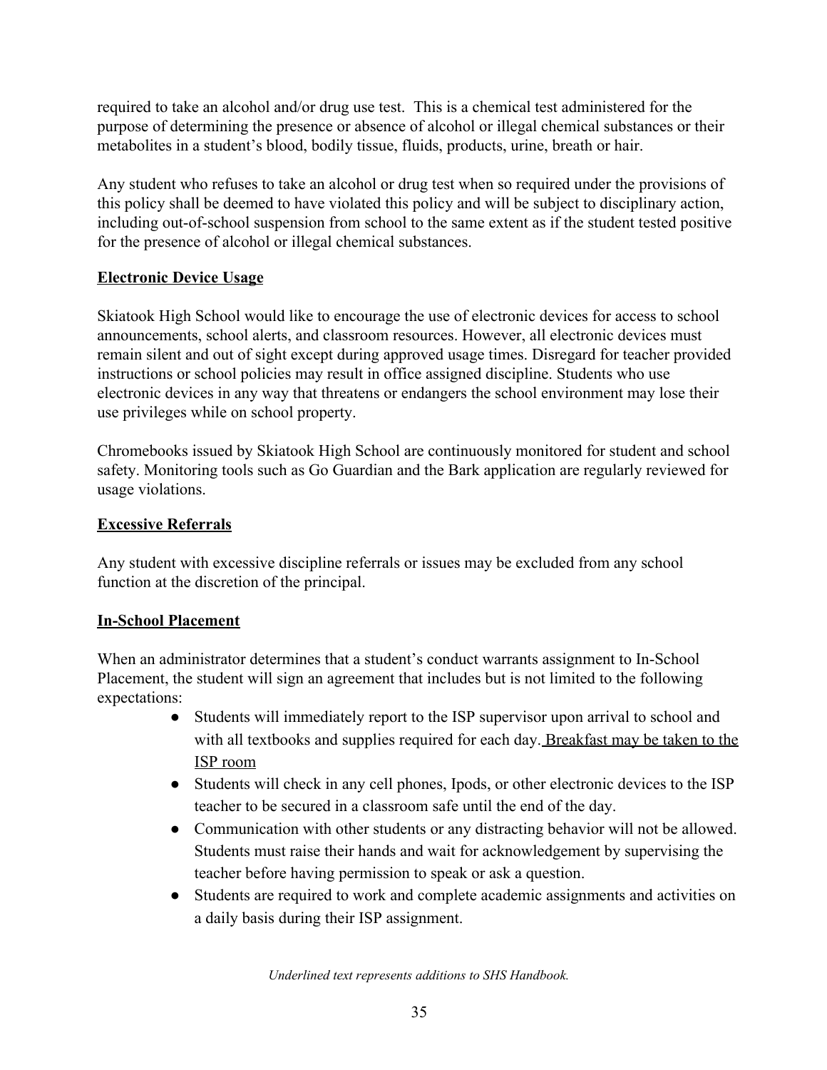required to take an alcohol and/or drug use test. This is a chemical test administered for the purpose of determining the presence or absence of alcohol or illegal chemical substances or their metabolites in a student's blood, bodily tissue, fluids, products, urine, breath or hair.

Any student who refuses to take an alcohol or drug test when so required under the provisions of this policy shall be deemed to have violated this policy and will be subject to disciplinary action, including out-of-school suspension from school to the same extent as if the student tested positive for the presence of alcohol or illegal chemical substances.

**<u>Electronic Device Usage</u>**

Skiatook High School would like to encourage the use of electronic devices for access to school announcements, school alerts, and classroom resources. However, all electronic devices must remain silent and out of sight except during approved usage times. Disregard for teacher provided instructions or school policies may result in office assigned discipline. Students who use electronic devices in any way that threatens or endangers the school environment may lose their use privileges while on school property.

Chromebooks issued by Skiatook High School are continuously monitored for student and school safety. Monitoring tools such as Go Guardian and the Bark application are regularly reviewed for usage violations.

**<u>Excessive Referrals</u>**

Any student with excessive discipline referrals or issues may be excluded from any school function at the discretion of the principal.

**<u>In-School Placement</u>**

When an administrator determines that a student's conduct warrants assignment to In-School Placement, the student will sign an agreement that includes but is not limited to the following expectations:

- Students will immediately report to the ISP supervisor upon arrival to school and with all textbooks and supplies required for each day. <u>Breakfast may be taken to the ISP room</u>
- Students will check in any cell phones, Ipods, or other electronic devices to the ISP teacher to be secured in a classroom safe until the end of the day.
- Communication with other students or any distracting behavior will not be allowed. Students must raise their hands and wait for acknowledgement by supervising the teacher before having permission to speak or ask a question.
- Students are required to work and complete academic assignments and activities on a daily basis during their ISP assignment.

*Underlined text represents additions to SHS Handbook.*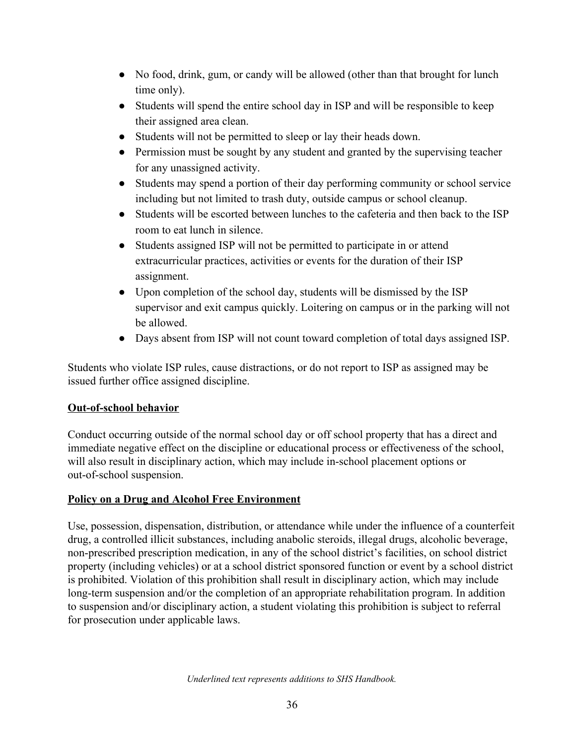- No food, drink, gum, or candy will be allowed (other than that brought for lunch time only).
- Students will spend the entire school day in ISP and will be responsible to keep their assigned area clean.
- Students will not be permitted to sleep or lay their heads down.
- Permission must be sought by any student and granted by the supervising teacher for any unassigned activity.
- Students may spend a portion of their day performing community or school service including but not limited to trash duty, outside campus or school cleanup.
- Students will be escorted between lunches to the cafeteria and then back to the ISP room to eat lunch in silence.
- Students assigned ISP will not be permitted to participate in or attend extracurricular practices, activities or events for the duration of their ISP assignment.
- Upon completion of the school day, students will be dismissed by the ISP supervisor and exit campus quickly. Loitering on campus or in the parking will not be allowed.
- Days absent from ISP will not count toward completion of total days assigned ISP.

Students who violate ISP rules, cause distractions, or do not report to ISP as assigned may be issued further office assigned discipline.

**Out-of-school behavior**

Conduct occurring outside of the normal school day or off school property that has a direct and immediate negative effect on the discipline or educational process or effectiveness of the school, will also result in disciplinary action, which may include in-school placement options or out-of-school suspension.

**Policy on a Drug and Alcohol Free Environment**

Use, possession, dispensation, distribution, or attendance while under the influence of a counterfeit drug, a controlled illicit substances, including anabolic steroids, illegal drugs, alcoholic beverage, non-prescribed prescription medication, in any of the school district's facilities, on school district property (including vehicles) or at a school district sponsored function or event by a school district is prohibited. Violation of this prohibition shall result in disciplinary action, which may include long-term suspension and/or the completion of an appropriate rehabilitation program. In addition to suspension and/or disciplinary action, a student violating this prohibition is subject to referral for prosecution under applicable laws.

*Underlined text represents additions to SHS Handbook.*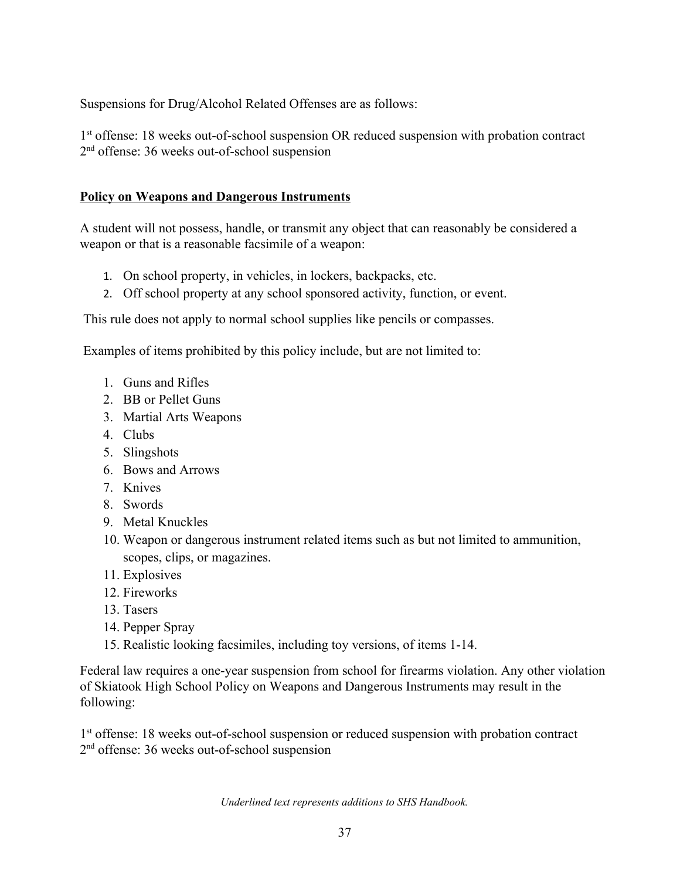Suspensions for Drug/Alcohol Related Offenses are as follows:

1st offense: 18 weeks out-of-school suspension OR reduced suspension with probation contract
2nd offense: 36 weeks out-of-school suspension

**Policy on Weapons and Dangerous Instruments**

A student will not possess, handle, or transmit any object that can reasonably be considered a weapon or that is a reasonable facsimile of a weapon:

1. On school property, in vehicles, in lockers, backpacks, etc.
2. Off school property at any school sponsored activity, function, or event.

This rule does not apply to normal school supplies like pencils or compasses.

Examples of items prohibited by this policy include, but are not limited to:

1. Guns and Rifles
2. BB or Pellet Guns
3. Martial Arts Weapons
4. Clubs
5. Slingshots
6. Bows and Arrows
7. Knives
8. Swords
9. Metal Knuckles
10. Weapon or dangerous instrument related items such as but not limited to ammunition, scopes, clips, or magazines.
11. Explosives
12. Fireworks
13. Tasers
14. Pepper Spray
15. Realistic looking facsimiles, including toy versions, of items 1-14.

Federal law requires a one-year suspension from school for firearms violation. Any other violation of Skiatook High School Policy on Weapons and Dangerous Instruments may result in the following:

1st offense: 18 weeks out-of-school suspension or reduced suspension with probation contract
2nd offense: 36 weeks out-of-school suspension

*Underlined text represents additions to SHS Handbook.*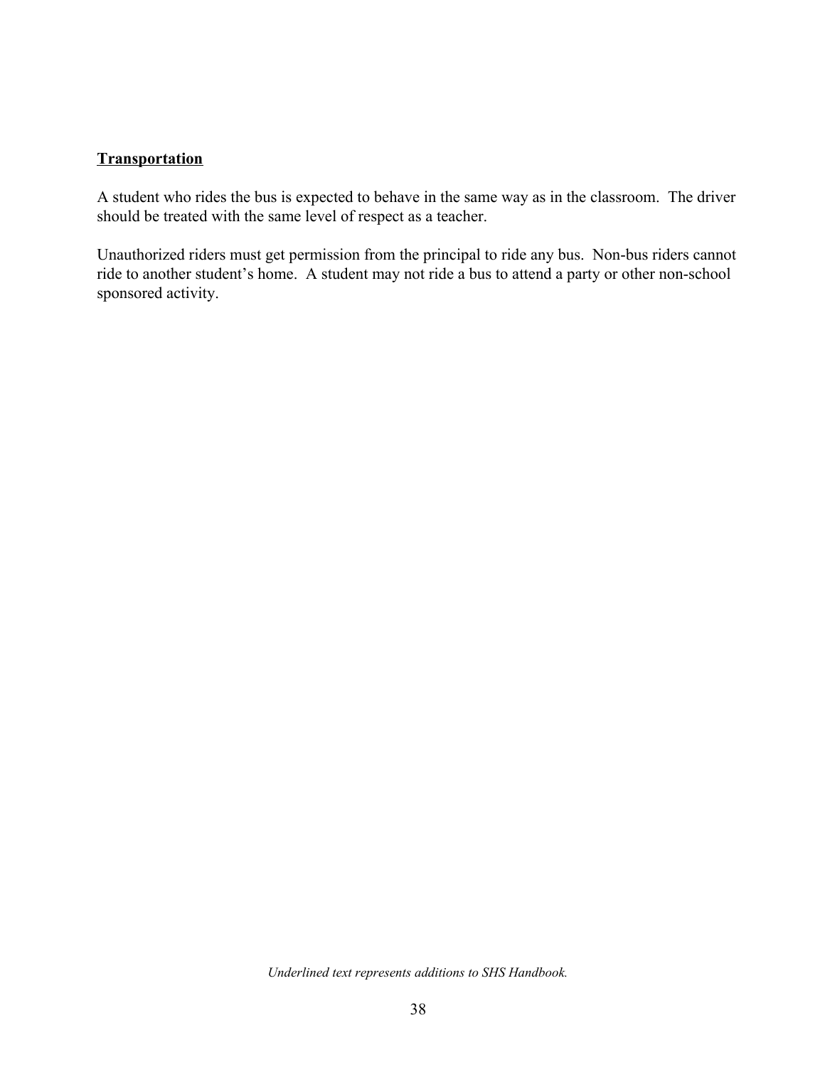## Transportation

A student who rides the bus is expected to behave in the same way as in the classroom. The driver should be treated with the same level of respect as a teacher.

Unauthorized riders must get permission from the principal to ride any bus. Non-bus riders cannot ride to another student's home. A student may not ride a bus to attend a party or other non-school sponsored activity.